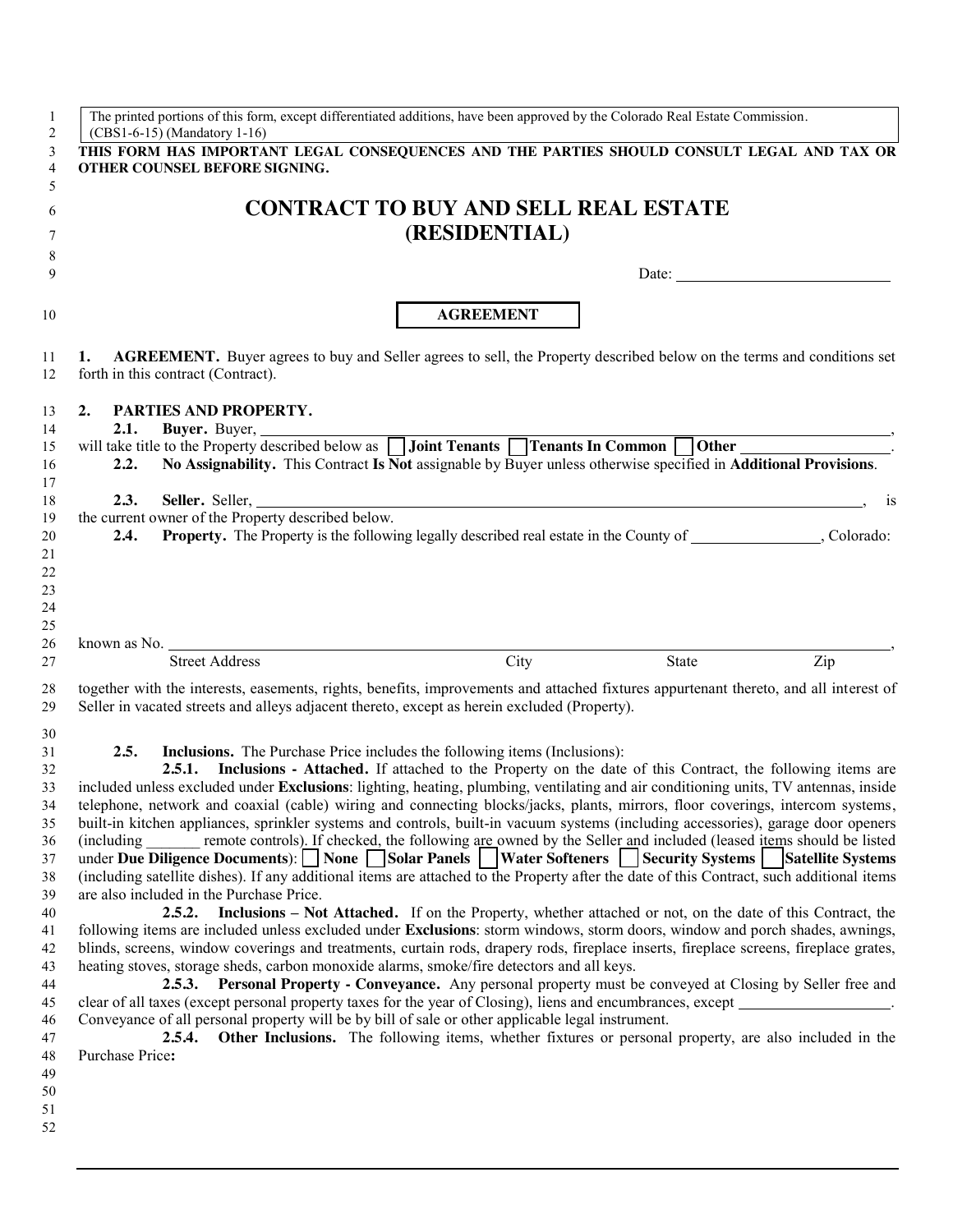The printed portions of this form, except differentiated additions, have been approved by the Colorado Real Estate Commission. (CBS1-6-15) (Mandatory 1-16)

**THIS FORM HAS IMPORTANT LEGAL CONSEQUENCES AND THE PARTIES SHOULD CONSULT LEGAL AND TAX OR OTHER COUNSEL BEFORE SIGNING.**

# CONTRACT TO BUY AND SELL REAL ESTATE (RESIDENTIAL)

Date: ____________________________

## AGREEMENT

**1. AGREEMENT.** Buyer agrees to buy and Seller agrees to sell, the Property described below on the terms and conditions set forth in this contract (Contract).

**2. PARTIES AND PROPERTY.**

**2.1. Buyer.** Buyer, ____________________________________________________________, will take title to the Property described below as ☐ **Joint Tenants** ☐ **Tenants In Common** ☐ **Other** ____________________.

**2.2. No Assignability.** This Contract **Is Not** assignable by Buyer unless otherwise specified in **Additional Provisions**.

**2.3. Seller.** Seller, ____________________________________________________________, is the current owner of the Property described below.

**2.4. Property.** The Property is the following legally described real estate in the County of ________________, Colorado:

known as No. ____________________________________________________________,
Street Address City State Zip

together with the interests, easements, rights, benefits, improvements and attached fixtures appurtenant thereto, and all interest of Seller in vacated streets and alleys adjacent thereto, except as herein excluded (Property).

**2.5. Inclusions.** The Purchase Price includes the following items (Inclusions):

**2.5.1. Inclusions - Attached.** If attached to the Property on the date of this Contract, the following items are included unless excluded under **Exclusions**: lighting, heating, plumbing, ventilating and air conditioning units, TV antennas, inside telephone, network and coaxial (cable) wiring and connecting blocks/jacks, plants, mirrors, floor coverings, intercom systems, built-in kitchen appliances, sprinkler systems and controls, built-in vacuum systems (including accessories), garage door openers (including _______ remote controls). If checked, the following are owned by the Seller and included (leased items should be listed under **Due Diligence Documents**): ☐ **None** ☐ **Solar Panels** ☐ **Water Softeners** ☐ **Security Systems** ☐ **Satellite Systems** (including satellite dishes). If any additional items are attached to the Property after the date of this Contract, such additional items are also included in the Purchase Price.

**2.5.2. Inclusions – Not Attached.** If on the Property, whether attached or not, on the date of this Contract, the following items are included unless excluded under **Exclusions**: storm windows, storm doors, window and porch shades, awnings, blinds, screens, window coverings and treatments, curtain rods, drapery rods, fireplace inserts, fireplace screens, fireplace grates, heating stoves, storage sheds, carbon monoxide alarms, smoke/fire detectors and all keys.

**2.5.3. Personal Property - Conveyance.** Any personal property must be conveyed at Closing by Seller free and clear of all taxes (except personal property taxes for the year of Closing), liens and encumbrances, except ____________________. Conveyance of all personal property will be by bill of sale or other applicable legal instrument.

**2.5.4. Other Inclusions.** The following items, whether fixtures or personal property, are also included in the Purchase Price**:**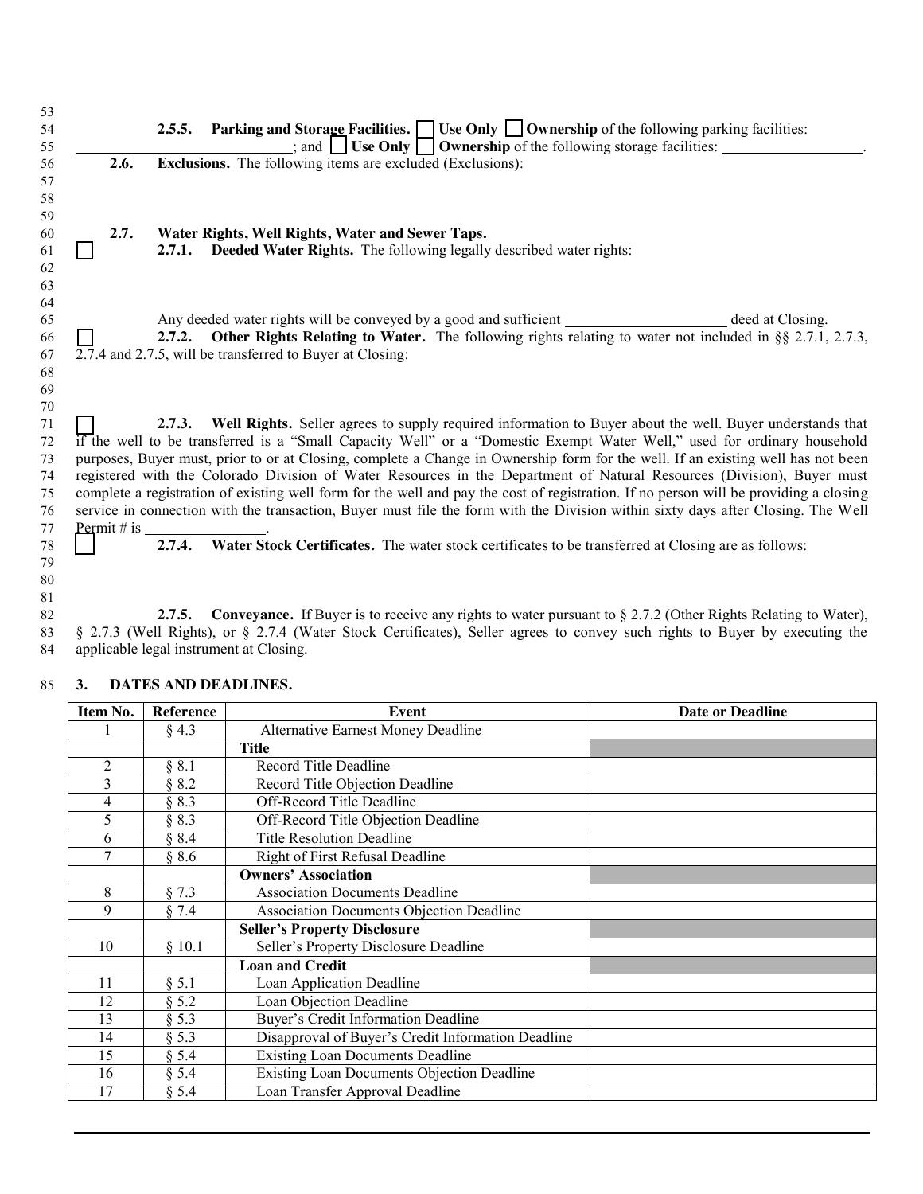**2.5.5. Parking and Storage Facilities.** ☐ **Use Only** ☐ **Ownership** of the following parking facilities: ______________________________; and ☐ **Use Only** ☐ **Ownership** of the following storage facilities: ___________________.

**2.6. Exclusions.** The following items are excluded (Exclusions):

**2.7. Water Rights, Well Rights, Water and Sewer Taps.**

☐ **2.7.1. Deeded Water Rights.** The following legally described water rights:

Any deeded water rights will be conveyed by a good and sufficient ______________________ deed at Closing.

☐ **2.7.2. Other Rights Relating to Water.** The following rights relating to water not included in §§ 2.7.1, 2.7.3, 2.7.4 and 2.7.5, will be transferred to Buyer at Closing:

☐ **2.7.3. Well Rights.** Seller agrees to supply required information to Buyer about the well. Buyer understands that if the well to be transferred is a "Small Capacity Well" or a "Domestic Exempt Water Well," used for ordinary household purposes, Buyer must, prior to or at Closing, complete a Change in Ownership form for the well. If an existing well has not been registered with the Colorado Division of Water Resources in the Department of Natural Resources (Division), Buyer must complete a registration of existing well form for the well and pay the cost of registration. If no person will be providing a closing service in connection with the transaction, Buyer must file the form with the Division within sixty days after Closing. The Well Permit # is ________________.

☐ **2.7.4. Water Stock Certificates.** The water stock certificates to be transferred at Closing are as follows:

**2.7.5. Conveyance.** If Buyer is to receive any rights to water pursuant to § 2.7.2 (Other Rights Relating to Water), § 2.7.3 (Well Rights), or § 2.7.4 (Water Stock Certificates), Seller agrees to convey such rights to Buyer by executing the applicable legal instrument at Closing.

## 3. DATES AND DEADLINES.

| Item No. | Reference | Event | Date or Deadline |
|---|---|---|---|
| 1 | § 4.3 | Alternative Earnest Money Deadline | |
| | | **Title** | |
| 2 | § 8.1 | Record Title Deadline | |
| 3 | § 8.2 | Record Title Objection Deadline | |
| 4 | § 8.3 | Off-Record Title Deadline | |
| 5 | § 8.3 | Off-Record Title Objection Deadline | |
| 6 | § 8.4 | Title Resolution Deadline | |
| 7 | § 8.6 | Right of First Refusal Deadline | |
| | | **Owners' Association** | |
| 8 | § 7.3 | Association Documents Deadline | |
| 9 | § 7.4 | Association Documents Objection Deadline | |
| | | **Seller's Property Disclosure** | |
| 10 | § 10.1 | Seller's Property Disclosure Deadline | |
| | | **Loan and Credit** | |
| 11 | § 5.1 | Loan Application Deadline | |
| 12 | § 5.2 | Loan Objection Deadline | |
| 13 | § 5.3 | Buyer's Credit Information Deadline | |
| 14 | § 5.3 | Disapproval of Buyer's Credit Information Deadline | |
| 15 | § 5.4 | Existing Loan Documents Deadline | |
| 16 | § 5.4 | Existing Loan Documents Objection Deadline | |
| 17 | § 5.4 | Loan Transfer Approval Deadline | |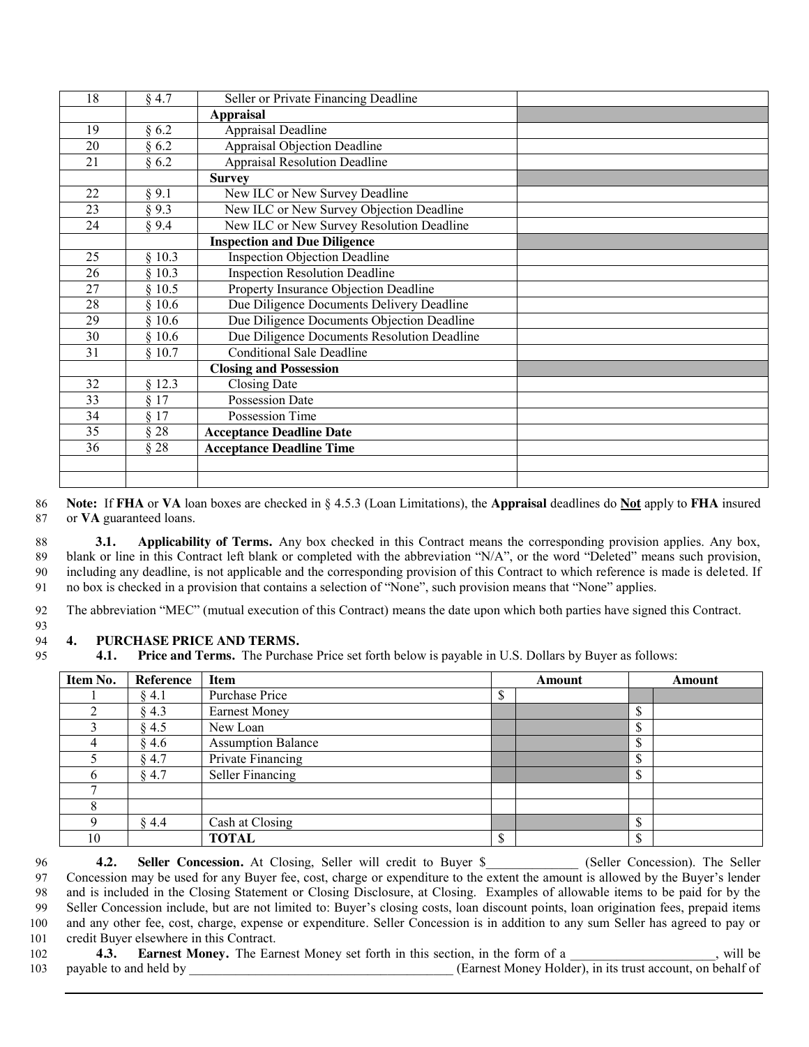| | | | |
|---|---|---|---|
| 18 | § 4.7 | Seller or Private Financing Deadline | |
| | | **Appraisal** | |
| 19 | § 6.2 | Appraisal Deadline | |
| 20 | § 6.2 | Appraisal Objection Deadline | |
| 21 | § 6.2 | Appraisal Resolution Deadline | |
| | | **Survey** | |
| 22 | § 9.1 | New ILC or New Survey Deadline | |
| 23 | § 9.3 | New ILC or New Survey Objection Deadline | |
| 24 | § 9.4 | New ILC or New Survey Resolution Deadline | |
| | | **Inspection and Due Diligence** | |
| 25 | § 10.3 | Inspection Objection Deadline | |
| 26 | § 10.3 | Inspection Resolution Deadline | |
| 27 | § 10.5 | Property Insurance Objection Deadline | |
| 28 | § 10.6 | Due Diligence Documents Delivery Deadline | |
| 29 | § 10.6 | Due Diligence Documents Objection Deadline | |
| 30 | § 10.6 | Due Diligence Documents Resolution Deadline | |
| 31 | § 10.7 | Conditional Sale Deadline | |
| | | **Closing and Possession** | |
| 32 | § 12.3 | Closing Date | |
| 33 | § 17 | Possession Date | |
| 34 | § 17 | Possession Time | |
| 35 | § 28 | **Acceptance Deadline Date** | |
| 36 | § 28 | **Acceptance Deadline Time** | |
| | | | |
| | | | |

86 **Note:** If **FHA** or **VA** loan boxes are checked in § 4.5.3 (Loan Limitations), the **Appraisal** deadlines do **Not** apply to **FHA** insured
87 or **VA** guaranteed loans.

88 **3.1. Applicability of Terms.** Any box checked in this Contract means the corresponding provision applies. Any box,
89 blank or line in this Contract left blank or completed with the abbreviation "N/A", or the word "Deleted" means such provision,
90 including any deadline, is not applicable and the corresponding provision of this Contract to which reference is made is deleted. If
91 no box is checked in a provision that contains a selection of "None", such provision means that "None" applies.

92 The abbreviation "MEC" (mutual execution of this Contract) means the date upon which both parties have signed this Contract.
93

94 **4. PURCHASE PRICE AND TERMS.**

95 **4.1. Price and Terms.** The Purchase Price set forth below is payable in U.S. Dollars by Buyer as follows:

| Item No. | Reference | Item | Amount | | Amount | |
|---|---|---|---|---|---|---|
| 1 | § 4.1 | Purchase Price | $ | | | |
| 2 | § 4.3 | Earnest Money | | | $ | |
| 3 | § 4.5 | New Loan | | | $ | |
| 4 | § 4.6 | Assumption Balance | | | $ | |
| 5 | § 4.7 | Private Financing | | | $ | |
| 6 | § 4.7 | Seller Financing | | | $ | |
| 7 | | | | | | |
| 8 | | | | | | |
| 9 | § 4.4 | Cash at Closing | | | $ | |
| 10 | | **TOTAL** | $ | | $ | |

96 **4.2. Seller Concession.** At Closing, Seller will credit to Buyer $______________ (Seller Concession). The Seller
97 Concession may be used for any Buyer fee, cost, charge or expenditure to the extent the amount is allowed by the Buyer's lender
98 and is included in the Closing Statement or Closing Disclosure, at Closing. Examples of allowable items to be paid for by the
99 Seller Concession include, but are not limited to: Buyer's closing costs, loan discount points, loan origination fees, prepaid items
100 and any other fee, cost, charge, expense or expenditure. Seller Concession is in addition to any sum Seller has agreed to pay or
101 credit Buyer elsewhere in this Contract.

102 **4.3. Earnest Money.** The Earnest Money set forth in this section, in the form of a ______________________, will be
103 payable to and held by __________________________________________ (Earnest Money Holder), in its trust account, on behalf of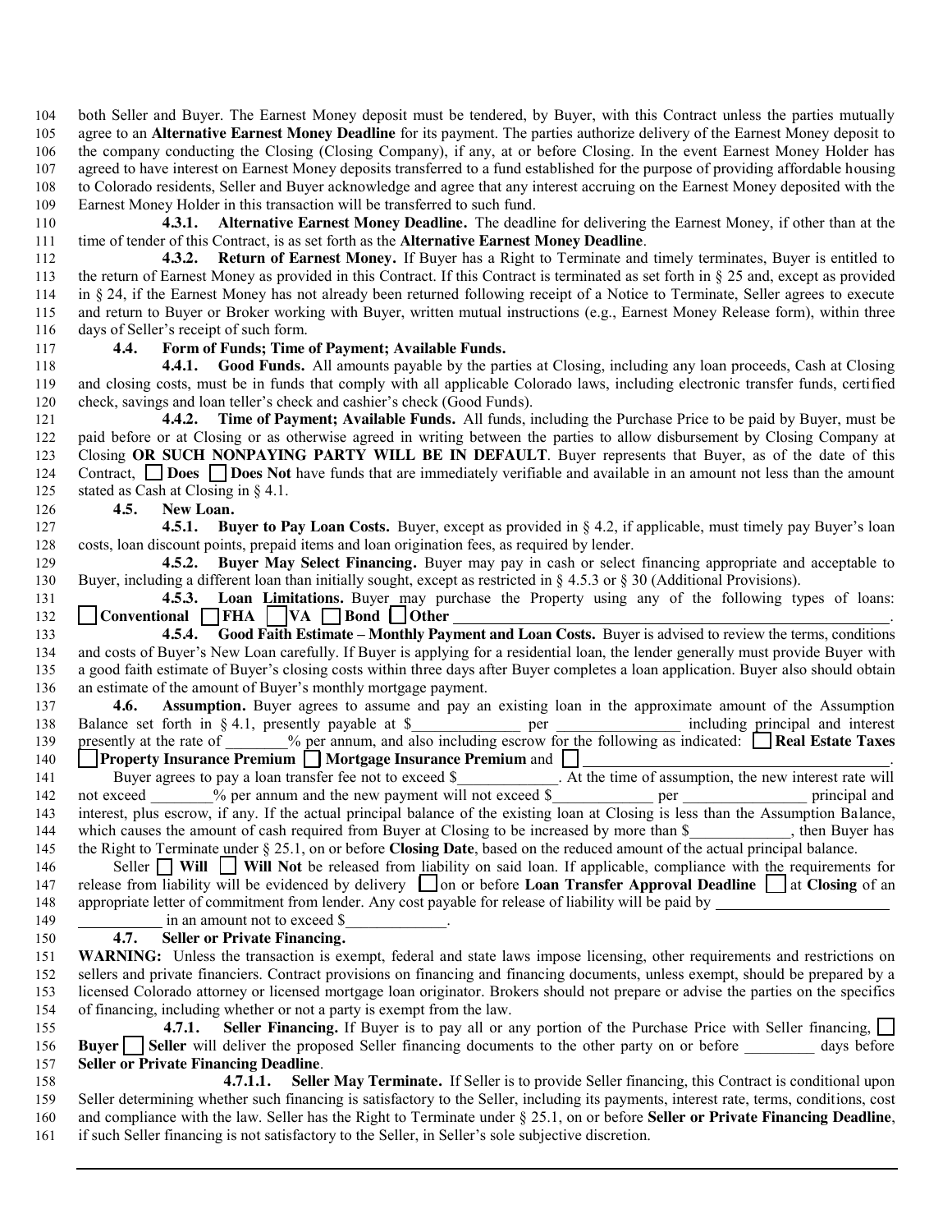both Seller and Buyer. The Earnest Money deposit must be tendered, by Buyer, with this Contract unless the parties mutually agree to an **Alternative Earnest Money Deadline** for its payment. The parties authorize delivery of the Earnest Money deposit to the company conducting the Closing (Closing Company), if any, at or before Closing. In the event Earnest Money Holder has agreed to have interest on Earnest Money deposits transferred to a fund established for the purpose of providing affordable housing to Colorado residents, Seller and Buyer acknowledge and agree that any interest accruing on the Earnest Money deposited with the Earnest Money Holder in this transaction will be transferred to such fund.

**4.3.1. Alternative Earnest Money Deadline.** The deadline for delivering the Earnest Money, if other than at the time of tender of this Contract, is as set forth as the **Alternative Earnest Money Deadline**.

**4.3.2. Return of Earnest Money.** If Buyer has a Right to Terminate and timely terminates, Buyer is entitled to the return of Earnest Money as provided in this Contract. If this Contract is terminated as set forth in § 25 and, except as provided in § 24, if the Earnest Money has not already been returned following receipt of a Notice to Terminate, Seller agrees to execute and return to Buyer or Broker working with Buyer, written mutual instructions (e.g., Earnest Money Release form), within three days of Seller's receipt of such form.

**4.4. Form of Funds; Time of Payment; Available Funds.**

**4.4.1. Good Funds.** All amounts payable by the parties at Closing, including any loan proceeds, Cash at Closing and closing costs, must be in funds that comply with all applicable Colorado laws, including electronic transfer funds, certified check, savings and loan teller's check and cashier's check (Good Funds).

**4.4.2. Time of Payment; Available Funds.** All funds, including the Purchase Price to be paid by Buyer, must be paid before or at Closing or as otherwise agreed in writing between the parties to allow disbursement by Closing Company at Closing **OR SUCH NONPAYING PARTY WILL BE IN DEFAULT**. Buyer represents that Buyer, as of the date of this Contract, ☐ **Does** ☐ **Does Not** have funds that are immediately verifiable and available in an amount not less than the amount stated as Cash at Closing in § 4.1.

**4.5. New Loan.**

**4.5.1. Buyer to Pay Loan Costs.** Buyer, except as provided in § 4.2, if applicable, must timely pay Buyer's loan costs, loan discount points, prepaid items and loan origination fees, as required by lender.

**4.5.2. Buyer May Select Financing.** Buyer may pay in cash or select financing appropriate and acceptable to Buyer, including a different loan than initially sought, except as restricted in § 4.5.3 or § 30 (Additional Provisions).

**4.5.3. Loan Limitations.** Buyer may purchase the Property using any of the following types of loans: ☐ **Conventional** ☐ **FHA** ☐ **VA** ☐ **Bond** ☐ **Other** ____________________________________________.

**4.5.4. Good Faith Estimate – Monthly Payment and Loan Costs.** Buyer is advised to review the terms, conditions and costs of Buyer's New Loan carefully. If Buyer is applying for a residential loan, the lender generally must provide Buyer with a good faith estimate of Buyer's closing costs within three days after Buyer completes a loan application. Buyer also should obtain an estimate of the amount of Buyer's monthly mortgage payment.

**4.6. Assumption.** Buyer agrees to assume and pay an existing loan in the approximate amount of the Assumption Balance set forth in § 4.1, presently payable at $______________ per ________________ including principal and interest presently at the rate of ________% per annum, and also including escrow for the following as indicated: ☐ **Real Estate Taxes** ☐ **Property Insurance Premium** ☐ **Mortgage Insurance Premium** and ☐ ____________________________________________.

Buyer agrees to pay a loan transfer fee not to exceed $_____________. At the time of assumption, the new interest rate will not exceed ________% per annum and the new payment will not exceed $_____________ per ________________ principal and interest, plus escrow, if any. If the actual principal balance of the existing loan at Closing is less than the Assumption Balance, which causes the amount of cash required from Buyer at Closing to be increased by more than $_____________, then Buyer has the Right to Terminate under § 25.1, on or before **Closing Date**, based on the reduced amount of the actual principal balance.

Seller ☐ **Will** ☐ **Will Not** be released from liability on said loan. If applicable, compliance with the requirements for release from liability will be evidenced by delivery ☐ on or before **Loan Transfer Approval Deadline** ☐ at **Closing** of an appropriate letter of commitment from lender. Any cost payable for release of liability will be paid by ________________________ ___________ in an amount not to exceed $_____________.

**4.7. Seller or Private Financing.**

**WARNING:** Unless the transaction is exempt, federal and state laws impose licensing, other requirements and restrictions on sellers and private financiers. Contract provisions on financing and financing documents, unless exempt, should be prepared by a licensed Colorado attorney or licensed mortgage loan originator. Brokers should not prepare or advise the parties on the specifics of financing, including whether or not a party is exempt from the law.

**4.7.1. Seller Financing.** If Buyer is to pay all or any portion of the Purchase Price with Seller financing, ☐ **Buyer** ☐ **Seller** will deliver the proposed Seller financing documents to the other party on or before _________ days before **Seller or Private Financing Deadline**.

**4.7.1.1. Seller May Terminate.** If Seller is to provide Seller financing, this Contract is conditional upon Seller determining whether such financing is satisfactory to the Seller, including its payments, interest rate, terms, conditions, cost and compliance with the law. Seller has the Right to Terminate under § 25.1, on or before **Seller or Private Financing Deadline**, if such Seller financing is not satisfactory to the Seller, in Seller's sole subjective discretion.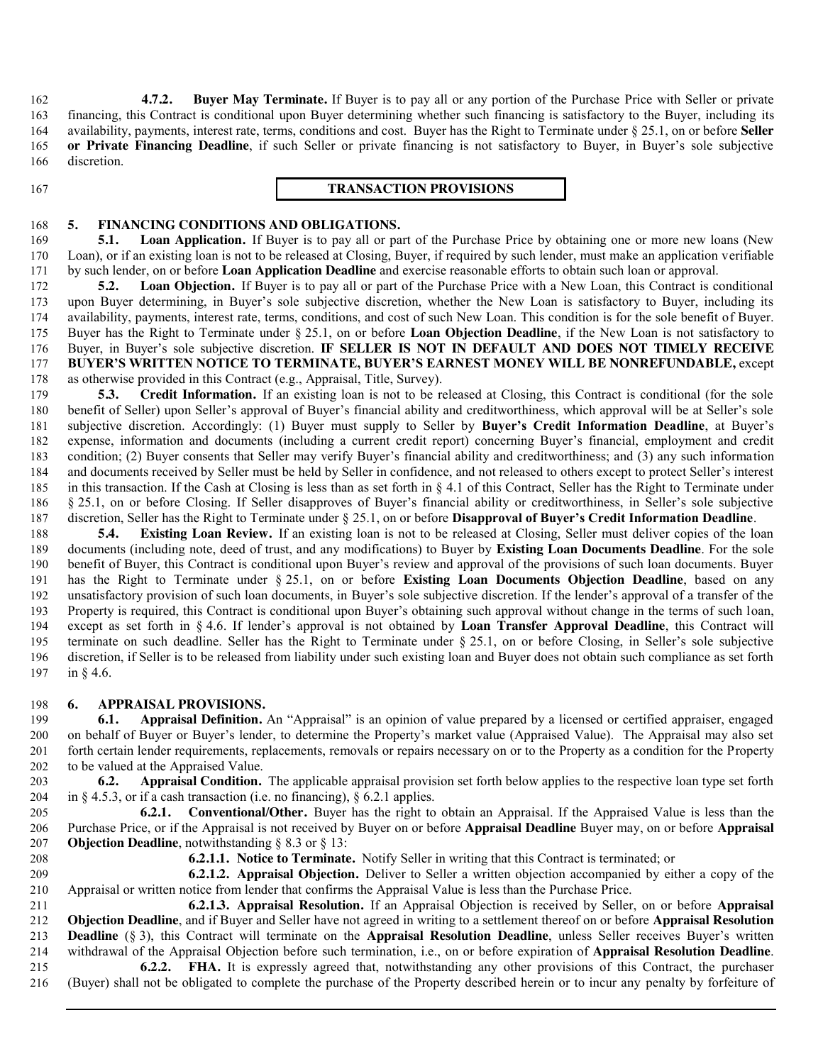**4.7.2. Buyer May Terminate.** If Buyer is to pay all or any portion of the Purchase Price with Seller or private financing, this Contract is conditional upon Buyer determining whether such financing is satisfactory to the Buyer, including its availability, payments, interest rate, terms, conditions and cost. Buyer has the Right to Terminate under § 25.1, on or before **Seller or Private Financing Deadline**, if such Seller or private financing is not satisfactory to Buyer, in Buyer's sole subjective discretion.

## TRANSACTION PROVISIONS

### 5. FINANCING CONDITIONS AND OBLIGATIONS.

**5.1. Loan Application.** If Buyer is to pay all or part of the Purchase Price by obtaining one or more new loans (New Loan), or if an existing loan is not to be released at Closing, Buyer, if required by such lender, must make an application verifiable by such lender, on or before **Loan Application Deadline** and exercise reasonable efforts to obtain such loan or approval.

**5.2. Loan Objection.** If Buyer is to pay all or part of the Purchase Price with a New Loan, this Contract is conditional upon Buyer determining, in Buyer's sole subjective discretion, whether the New Loan is satisfactory to Buyer, including its availability, payments, interest rate, terms, conditions, and cost of such New Loan. This condition is for the sole benefit of Buyer. Buyer has the Right to Terminate under § 25.1, on or before **Loan Objection Deadline**, if the New Loan is not satisfactory to Buyer, in Buyer's sole subjective discretion. **IF SELLER IS NOT IN DEFAULT AND DOES NOT TIMELY RECEIVE BUYER'S WRITTEN NOTICE TO TERMINATE, BUYER'S EARNEST MONEY WILL BE NONREFUNDABLE,** except as otherwise provided in this Contract (e.g., Appraisal, Title, Survey).

**5.3. Credit Information.** If an existing loan is not to be released at Closing, this Contract is conditional (for the sole benefit of Seller) upon Seller's approval of Buyer's financial ability and creditworthiness, which approval will be at Seller's sole subjective discretion. Accordingly: (1) Buyer must supply to Seller by **Buyer's Credit Information Deadline**, at Buyer's expense, information and documents (including a current credit report) concerning Buyer's financial, employment and credit condition; (2) Buyer consents that Seller may verify Buyer's financial ability and creditworthiness; and (3) any such information and documents received by Seller must be held by Seller in confidence, and not released to others except to protect Seller's interest in this transaction. If the Cash at Closing is less than as set forth in § 4.1 of this Contract, Seller has the Right to Terminate under § 25.1, on or before Closing. If Seller disapproves of Buyer's financial ability or creditworthiness, in Seller's sole subjective discretion, Seller has the Right to Terminate under § 25.1, on or before **Disapproval of Buyer's Credit Information Deadline**.

**5.4. Existing Loan Review.** If an existing loan is not to be released at Closing, Seller must deliver copies of the loan documents (including note, deed of trust, and any modifications) to Buyer by **Existing Loan Documents Deadline**. For the sole benefit of Buyer, this Contract is conditional upon Buyer's review and approval of the provisions of such loan documents. Buyer has the Right to Terminate under § 25.1, on or before **Existing Loan Documents Objection Deadline**, based on any unsatisfactory provision of such loan documents, in Buyer's sole subjective discretion. If the lender's approval of a transfer of the Property is required, this Contract is conditional upon Buyer's obtaining such approval without change in the terms of such loan, except as set forth in § 4.6. If lender's approval is not obtained by **Loan Transfer Approval Deadline**, this Contract will terminate on such deadline. Seller has the Right to Terminate under § 25.1, on or before Closing, in Seller's sole subjective discretion, if Seller is to be released from liability under such existing loan and Buyer does not obtain such compliance as set forth in § 4.6.

### 6. APPRAISAL PROVISIONS.

**6.1. Appraisal Definition.** An "Appraisal" is an opinion of value prepared by a licensed or certified appraiser, engaged on behalf of Buyer or Buyer's lender, to determine the Property's market value (Appraised Value). The Appraisal may also set forth certain lender requirements, replacements, removals or repairs necessary on or to the Property as a condition for the Property to be valued at the Appraised Value.

**6.2. Appraisal Condition.** The applicable appraisal provision set forth below applies to the respective loan type set forth in § 4.5.3, or if a cash transaction (i.e. no financing), § 6.2.1 applies.

**6.2.1. Conventional/Other.** Buyer has the right to obtain an Appraisal. If the Appraised Value is less than the Purchase Price, or if the Appraisal is not received by Buyer on or before **Appraisal Deadline** Buyer may, on or before **Appraisal Objection Deadline**, notwithstanding § 8.3 or § 13:

**6.2.1.1. Notice to Terminate.** Notify Seller in writing that this Contract is terminated; or

**6.2.1.2. Appraisal Objection.** Deliver to Seller a written objection accompanied by either a copy of the Appraisal or written notice from lender that confirms the Appraisal Value is less than the Purchase Price.

**6.2.1.3. Appraisal Resolution.** If an Appraisal Objection is received by Seller, on or before **Appraisal Objection Deadline**, and if Buyer and Seller have not agreed in writing to a settlement thereof on or before **Appraisal Resolution Deadline** (§ 3), this Contract will terminate on the **Appraisal Resolution Deadline**, unless Seller receives Buyer's written withdrawal of the Appraisal Objection before such termination, i.e., on or before expiration of **Appraisal Resolution Deadline**.

**6.2.2. FHA.** It is expressly agreed that, notwithstanding any other provisions of this Contract, the purchaser (Buyer) shall not be obligated to complete the purchase of the Property described herein or to incur any penalty by forfeiture of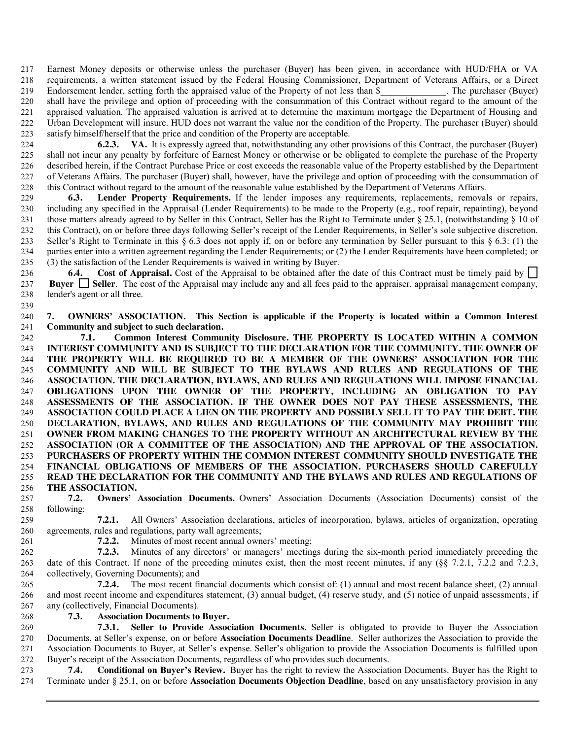Earnest Money deposits or otherwise unless the purchaser (Buyer) has been given, in accordance with HUD/FHA or VA requirements, a written statement issued by the Federal Housing Commissioner, Department of Veterans Affairs, or a Direct Endorsement lender, setting forth the appraised value of the Property of not less than $______________. The purchaser (Buyer) shall have the privilege and option of proceeding with the consummation of this Contract without regard to the amount of the appraised valuation. The appraised valuation is arrived at to determine the maximum mortgage the Department of Housing and Urban Development will insure. HUD does not warrant the value nor the condition of the Property. The purchaser (Buyer) should satisfy himself/herself that the price and condition of the Property are acceptable.

**6.2.3. VA.** It is expressly agreed that, notwithstanding any other provisions of this Contract, the purchaser (Buyer) shall not incur any penalty by forfeiture of Earnest Money or otherwise or be obligated to complete the purchase of the Property described herein, if the Contract Purchase Price or cost exceeds the reasonable value of the Property established by the Department of Veterans Affairs. The purchaser (Buyer) shall, however, have the privilege and option of proceeding with the consummation of this Contract without regard to the amount of the reasonable value established by the Department of Veterans Affairs.

**6.3. Lender Property Requirements.** If the lender imposes any requirements, replacements, removals or repairs, including any specified in the Appraisal (Lender Requirements) to be made to the Property (e.g., roof repair, repainting), beyond those matters already agreed to by Seller in this Contract, Seller has the Right to Terminate under § 25.1, (notwithstanding § 10 of this Contract), on or before three days following Seller's receipt of the Lender Requirements, in Seller's sole subjective discretion. Seller's Right to Terminate in this § 6.3 does not apply if, on or before any termination by Seller pursuant to this § 6.3: (1) the parties enter into a written agreement regarding the Lender Requirements; or (2) the Lender Requirements have been completed; or (3) the satisfaction of the Lender Requirements is waived in writing by Buyer.

**6.4. Cost of Appraisal.** Cost of the Appraisal to be obtained after the date of this Contract must be timely paid by ☐ **Buyer** ☐ **Seller**. The cost of the Appraisal may include any and all fees paid to the appraiser, appraisal management company, lender's agent or all three.

**7. OWNERS' ASSOCIATION. This Section is applicable if the Property is located within a Common Interest Community and subject to such declaration.**

**7.1. Common Interest Community Disclosure. THE PROPERTY IS LOCATED WITHIN A COMMON INTEREST COMMUNITY AND IS SUBJECT TO THE DECLARATION FOR THE COMMUNITY. THE OWNER OF THE PROPERTY WILL BE REQUIRED TO BE A MEMBER OF THE OWNERS' ASSOCIATION FOR THE COMMUNITY AND WILL BE SUBJECT TO THE BYLAWS AND RULES AND REGULATIONS OF THE ASSOCIATION. THE DECLARATION, BYLAWS, AND RULES AND REGULATIONS WILL IMPOSE FINANCIAL OBLIGATIONS UPON THE OWNER OF THE PROPERTY, INCLUDING AN OBLIGATION TO PAY ASSESSMENTS OF THE ASSOCIATION. IF THE OWNER DOES NOT PAY THESE ASSESSMENTS, THE ASSOCIATION COULD PLACE A LIEN ON THE PROPERTY AND POSSIBLY SELL IT TO PAY THE DEBT. THE DECLARATION, BYLAWS, AND RULES AND REGULATIONS OF THE COMMUNITY MAY PROHIBIT THE OWNER FROM MAKING CHANGES TO THE PROPERTY WITHOUT AN ARCHITECTURAL REVIEW BY THE ASSOCIATION (OR A COMMITTEE OF THE ASSOCIATION) AND THE APPROVAL OF THE ASSOCIATION. PURCHASERS OF PROPERTY WITHIN THE COMMON INTEREST COMMUNITY SHOULD INVESTIGATE THE FINANCIAL OBLIGATIONS OF MEMBERS OF THE ASSOCIATION. PURCHASERS SHOULD CAREFULLY READ THE DECLARATION FOR THE COMMUNITY AND THE BYLAWS AND RULES AND REGULATIONS OF THE ASSOCIATION.**

**7.2. Owners' Association Documents.** Owners' Association Documents (Association Documents) consist of the following:

**7.2.1.** All Owners' Association declarations, articles of incorporation, bylaws, articles of organization, operating agreements, rules and regulations, party wall agreements;

**7.2.2.** Minutes of most recent annual owners' meeting;

**7.2.3.** Minutes of any directors' or managers' meetings during the six-month period immediately preceding the date of this Contract. If none of the preceding minutes exist, then the most recent minutes, if any (§§ 7.2.1, 7.2.2 and 7.2.3, collectively, Governing Documents); and

**7.2.4.** The most recent financial documents which consist of: (1) annual and most recent balance sheet, (2) annual and most recent income and expenditures statement, (3) annual budget, (4) reserve study, and (5) notice of unpaid assessments, if any (collectively, Financial Documents).

**7.3. Association Documents to Buyer.**

**7.3.1. Seller to Provide Association Documents.** Seller is obligated to provide to Buyer the Association Documents, at Seller's expense, on or before **Association Documents Deadline**. Seller authorizes the Association to provide the Association Documents to Buyer, at Seller's expense. Seller's obligation to provide the Association Documents is fulfilled upon Buyer's receipt of the Association Documents, regardless of who provides such documents.

**7.4. Conditional on Buyer's Review.** Buyer has the right to review the Association Documents. Buyer has the Right to Terminate under § 25.1, on or before **Association Documents Objection Deadline**, based on any unsatisfactory provision in any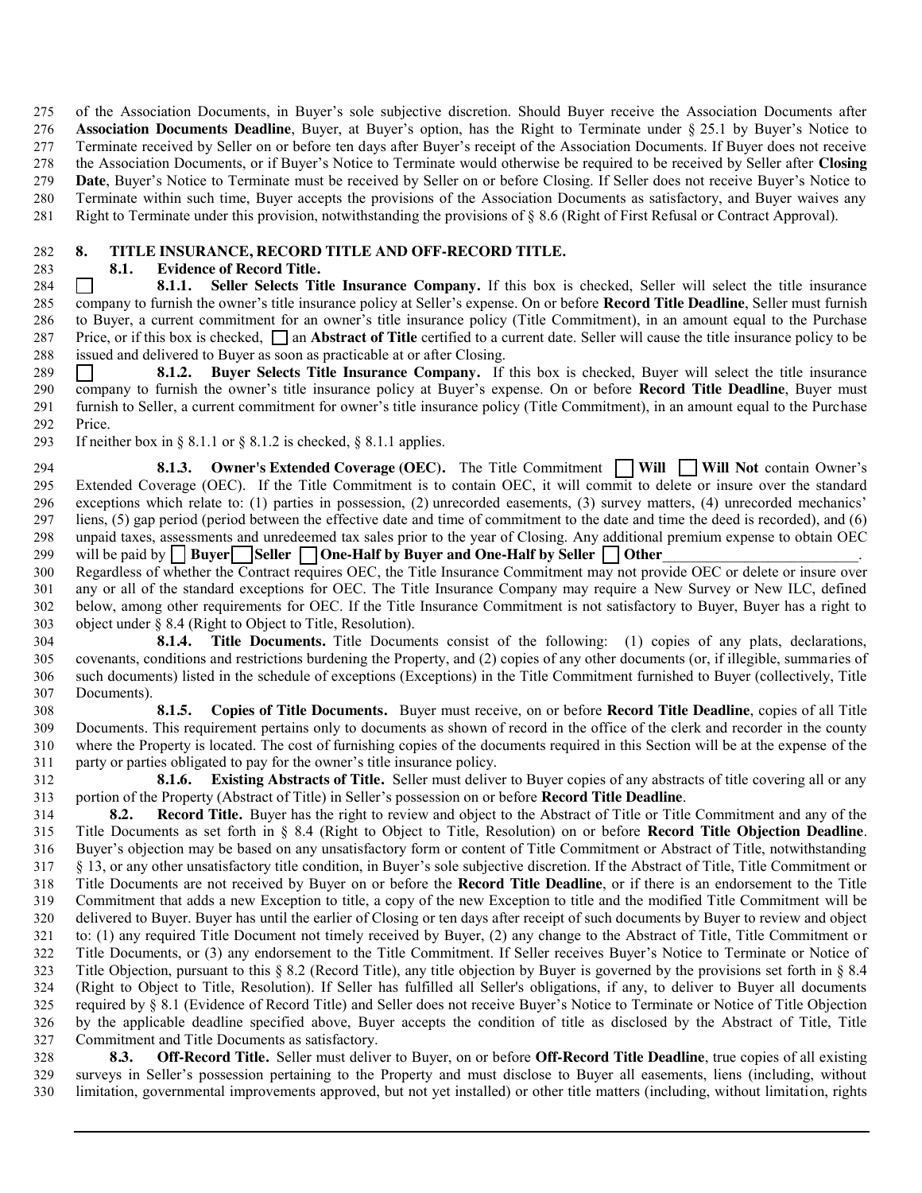of the Association Documents, in Buyer's sole subjective discretion. Should Buyer receive the Association Documents after **Association Documents Deadline**, Buyer, at Buyer's option, has the Right to Terminate under § 25.1 by Buyer's Notice to Terminate received by Seller on or before ten days after Buyer's receipt of the Association Documents. If Buyer does not receive the Association Documents, or if Buyer's Notice to Terminate would otherwise be required to be received by Seller after **Closing Date**, Buyer's Notice to Terminate must be received by Seller on or before Closing. If Seller does not receive Buyer's Notice to Terminate within such time, Buyer accepts the provisions of the Association Documents as satisfactory, and Buyer waives any Right to Terminate under this provision, notwithstanding the provisions of § 8.6 (Right of First Refusal or Contract Approval).

## 8. TITLE INSURANCE, RECORD TITLE AND OFF-RECORD TITLE.

**8.1. Evidence of Record Title.**

☐ **8.1.1. Seller Selects Title Insurance Company.** If this box is checked, Seller will select the title insurance company to furnish the owner's title insurance policy at Seller's expense. On or before **Record Title Deadline**, Seller must furnish to Buyer, a current commitment for an owner's title insurance policy (Title Commitment), in an amount equal to the Purchase Price, or if this box is checked, ☐ an **Abstract of Title** certified to a current date. Seller will cause the title insurance policy to be issued and delivered to Buyer as soon as practicable at or after Closing.

☐ **8.1.2. Buyer Selects Title Insurance Company.** If this box is checked, Buyer will select the title insurance company to furnish the owner's title insurance policy at Buyer's expense. On or before **Record Title Deadline**, Buyer must furnish to Seller, a current commitment for owner's title insurance policy (Title Commitment), in an amount equal to the Purchase Price.

If neither box in § 8.1.1 or § 8.1.2 is checked, § 8.1.1 applies.

**8.1.3. Owner's Extended Coverage (OEC).** The Title Commitment ☐ **Will** ☐ **Will Not** contain Owner's Extended Coverage (OEC). If the Title Commitment is to contain OEC, it will commit to delete or insure over the standard exceptions which relate to: (1) parties in possession, (2) unrecorded easements, (3) survey matters, (4) unrecorded mechanics' liens, (5) gap period (period between the effective date and time of commitment to the date and time the deed is recorded), and (6) unpaid taxes, assessments and unredeemed tax sales prior to the year of Closing. Any additional premium expense to obtain OEC will be paid by ☐ **Buyer** ☐ **Seller** ☐ **One-Half by Buyer and One-Half by Seller** ☐ **Other**\_\_\_\_\_\_\_\_\_\_\_\_\_\_\_\_\_\_\_\_\_\_\_\_\_\_.
Regardless of whether the Contract requires OEC, the Title Insurance Commitment may not provide OEC or delete or insure over any or all of the standard exceptions for OEC. The Title Insurance Company may require a New Survey or New ILC, defined below, among other requirements for OEC. If the Title Insurance Commitment is not satisfactory to Buyer, Buyer has a right to object under § 8.4 (Right to Object to Title, Resolution).

**8.1.4. Title Documents.** Title Documents consist of the following: (1) copies of any plats, declarations, covenants, conditions and restrictions burdening the Property, and (2) copies of any other documents (or, if illegible, summaries of such documents) listed in the schedule of exceptions (Exceptions) in the Title Commitment furnished to Buyer (collectively, Title Documents).

**8.1.5. Copies of Title Documents.** Buyer must receive, on or before **Record Title Deadline**, copies of all Title Documents. This requirement pertains only to documents as shown of record in the office of the clerk and recorder in the county where the Property is located. The cost of furnishing copies of the documents required in this Section will be at the expense of the party or parties obligated to pay for the owner's title insurance policy.

**8.1.6. Existing Abstracts of Title.** Seller must deliver to Buyer copies of any abstracts of title covering all or any portion of the Property (Abstract of Title) in Seller's possession on or before **Record Title Deadline**.

**8.2. Record Title.** Buyer has the right to review and object to the Abstract of Title or Title Commitment and any of the Title Documents as set forth in § 8.4 (Right to Object to Title, Resolution) on or before **Record Title Objection Deadline**. Buyer's objection may be based on any unsatisfactory form or content of Title Commitment or Abstract of Title, notwithstanding § 13, or any other unsatisfactory title condition, in Buyer's sole subjective discretion. If the Abstract of Title, Title Commitment or Title Documents are not received by Buyer on or before the **Record Title Deadline**, or if there is an endorsement to the Title Commitment that adds a new Exception to title, a copy of the new Exception to title and the modified Title Commitment will be delivered to Buyer. Buyer has until the earlier of Closing or ten days after receipt of such documents by Buyer to review and object to: (1) any required Title Document not timely received by Buyer, (2) any change to the Abstract of Title, Title Commitment or Title Documents, or (3) any endorsement to the Title Commitment. If Seller receives Buyer's Notice to Terminate or Notice of Title Objection, pursuant to this § 8.2 (Record Title), any title objection by Buyer is governed by the provisions set forth in § 8.4 (Right to Object to Title, Resolution). If Seller has fulfilled all Seller's obligations, if any, to deliver to Buyer all documents required by § 8.1 (Evidence of Record Title) and Seller does not receive Buyer's Notice to Terminate or Notice of Title Objection by the applicable deadline specified above, Buyer accepts the condition of title as disclosed by the Abstract of Title, Title Commitment and Title Documents as satisfactory.

**8.3. Off-Record Title.** Seller must deliver to Buyer, on or before **Off-Record Title Deadline**, true copies of all existing surveys in Seller's possession pertaining to the Property and must disclose to Buyer all easements, liens (including, without limitation, governmental improvements approved, but not yet installed) or other title matters (including, without limitation, rights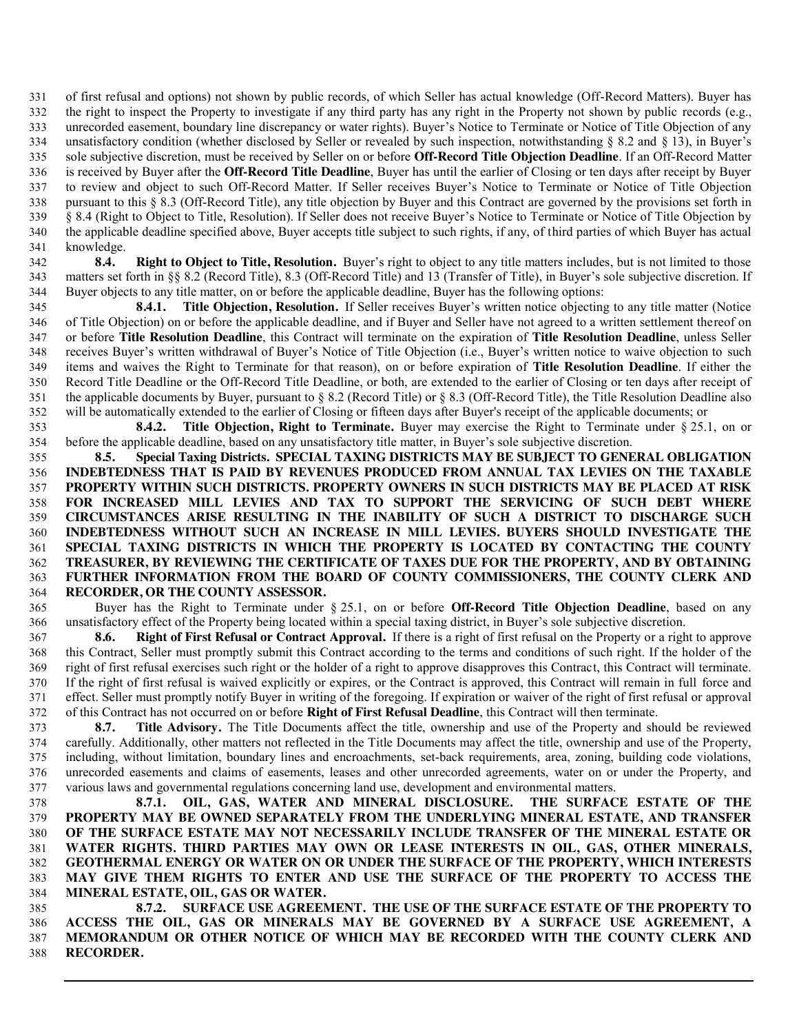of first refusal and options) not shown by public records, of which Seller has actual knowledge (Off-Record Matters). Buyer has the right to inspect the Property to investigate if any third party has any right in the Property not shown by public records (e.g., unrecorded easement, boundary line discrepancy or water rights). Buyer's Notice to Terminate or Notice of Title Objection of any unsatisfactory condition (whether disclosed by Seller or revealed by such inspection, notwithstanding § 8.2 and § 13), in Buyer's sole subjective discretion, must be received by Seller on or before **Off-Record Title Objection Deadline**. If an Off-Record Matter is received by Buyer after the **Off-Record Title Deadline**, Buyer has until the earlier of Closing or ten days after receipt by Buyer to review and object to such Off-Record Matter. If Seller receives Buyer's Notice to Terminate or Notice of Title Objection pursuant to this § 8.3 (Off-Record Title), any title objection by Buyer and this Contract are governed by the provisions set forth in § 8.4 (Right to Object to Title, Resolution). If Seller does not receive Buyer's Notice to Terminate or Notice of Title Objection by the applicable deadline specified above, Buyer accepts title subject to such rights, if any, of third parties of which Buyer has actual knowledge.

**8.4. Right to Object to Title, Resolution.** Buyer's right to object to any title matters includes, but is not limited to those matters set forth in §§ 8.2 (Record Title), 8.3 (Off-Record Title) and 13 (Transfer of Title), in Buyer's sole subjective discretion. If Buyer objects to any title matter, on or before the applicable deadline, Buyer has the following options:

**8.4.1. Title Objection, Resolution.** If Seller receives Buyer's written notice objecting to any title matter (Notice of Title Objection) on or before the applicable deadline, and if Buyer and Seller have not agreed to a written settlement thereof on or before **Title Resolution Deadline**, this Contract will terminate on the expiration of **Title Resolution Deadline**, unless Seller receives Buyer's written withdrawal of Buyer's Notice of Title Objection (i.e., Buyer's written notice to waive objection to such items and waives the Right to Terminate for that reason), on or before expiration of **Title Resolution Deadline**. If either the Record Title Deadline or the Off-Record Title Deadline, or both, are extended to the earlier of Closing or ten days after receipt of the applicable documents by Buyer, pursuant to § 8.2 (Record Title) or § 8.3 (Off-Record Title), the Title Resolution Deadline also will be automatically extended to the earlier of Closing or fifteen days after Buyer's receipt of the applicable documents; or

**8.4.2. Title Objection, Right to Terminate.** Buyer may exercise the Right to Terminate under § 25.1, on or before the applicable deadline, based on any unsatisfactory title matter, in Buyer's sole subjective discretion.

**8.5. Special Taxing Districts. SPECIAL TAXING DISTRICTS MAY BE SUBJECT TO GENERAL OBLIGATION INDEBTEDNESS THAT IS PAID BY REVENUES PRODUCED FROM ANNUAL TAX LEVIES ON THE TAXABLE PROPERTY WITHIN SUCH DISTRICTS. PROPERTY OWNERS IN SUCH DISTRICTS MAY BE PLACED AT RISK FOR INCREASED MILL LEVIES AND TAX TO SUPPORT THE SERVICING OF SUCH DEBT WHERE CIRCUMSTANCES ARISE RESULTING IN THE INABILITY OF SUCH A DISTRICT TO DISCHARGE SUCH INDEBTEDNESS WITHOUT SUCH AN INCREASE IN MILL LEVIES. BUYERS SHOULD INVESTIGATE THE SPECIAL TAXING DISTRICTS IN WHICH THE PROPERTY IS LOCATED BY CONTACTING THE COUNTY TREASURER, BY REVIEWING THE CERTIFICATE OF TAXES DUE FOR THE PROPERTY, AND BY OBTAINING FURTHER INFORMATION FROM THE BOARD OF COUNTY COMMISSIONERS, THE COUNTY CLERK AND RECORDER, OR THE COUNTY ASSESSOR.**

Buyer has the Right to Terminate under § 25.1, on or before **Off-Record Title Objection Deadline**, based on any unsatisfactory effect of the Property being located within a special taxing district, in Buyer's sole subjective discretion.

**8.6. Right of First Refusal or Contract Approval.** If there is a right of first refusal on the Property or a right to approve this Contract, Seller must promptly submit this Contract according to the terms and conditions of such right. If the holder of the right of first refusal exercises such right or the holder of a right to approve disapproves this Contract, this Contract will terminate. If the right of first refusal is waived explicitly or expires, or the Contract is approved, this Contract will remain in full force and effect. Seller must promptly notify Buyer in writing of the foregoing. If expiration or waiver of the right of first refusal or approval of this Contract has not occurred on or before **Right of First Refusal Deadline**, this Contract will then terminate.

**8.7. Title Advisory.** The Title Documents affect the title, ownership and use of the Property and should be reviewed carefully. Additionally, other matters not reflected in the Title Documents may affect the title, ownership and use of the Property, including, without limitation, boundary lines and encroachments, set-back requirements, area, zoning, building code violations, unrecorded easements and claims of easements, leases and other unrecorded agreements, water on or under the Property, and various laws and governmental regulations concerning land use, development and environmental matters.

**8.7.1. OIL, GAS, WATER AND MINERAL DISCLOSURE. THE SURFACE ESTATE OF THE PROPERTY MAY BE OWNED SEPARATELY FROM THE UNDERLYING MINERAL ESTATE, AND TRANSFER OF THE SURFACE ESTATE MAY NOT NECESSARILY INCLUDE TRANSFER OF THE MINERAL ESTATE OR WATER RIGHTS. THIRD PARTIES MAY OWN OR LEASE INTERESTS IN OIL, GAS, OTHER MINERALS, GEOTHERMAL ENERGY OR WATER ON OR UNDER THE SURFACE OF THE PROPERTY, WHICH INTERESTS MAY GIVE THEM RIGHTS TO ENTER AND USE THE SURFACE OF THE PROPERTY TO ACCESS THE MINERAL ESTATE, OIL, GAS OR WATER.**

**8.7.2. SURFACE USE AGREEMENT. THE USE OF THE SURFACE ESTATE OF THE PROPERTY TO ACCESS THE OIL, GAS OR MINERALS MAY BE GOVERNED BY A SURFACE USE AGREEMENT, A MEMORANDUM OR OTHER NOTICE OF WHICH MAY BE RECORDED WITH THE COUNTY CLERK AND RECORDER.**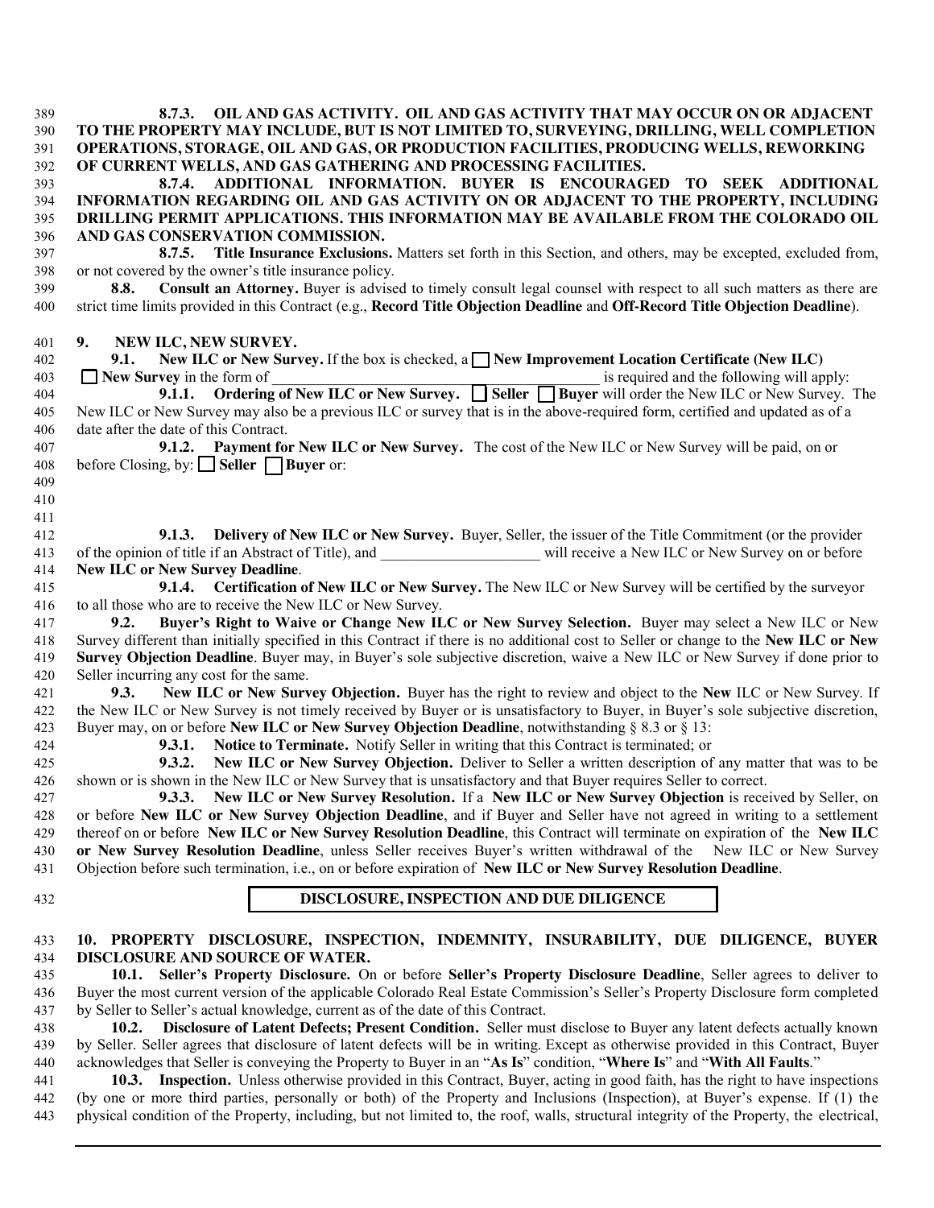**8.7.3. OIL AND GAS ACTIVITY. OIL AND GAS ACTIVITY THAT MAY OCCUR ON OR ADJACENT TO THE PROPERTY MAY INCLUDE, BUT IS NOT LIMITED TO, SURVEYING, DRILLING, WELL COMPLETION OPERATIONS, STORAGE, OIL AND GAS, OR PRODUCTION FACILITIES, PRODUCING WELLS, REWORKING OF CURRENT WELLS, AND GAS GATHERING AND PROCESSING FACILITIES.**

**8.7.4. ADDITIONAL INFORMATION. BUYER IS ENCOURAGED TO SEEK ADDITIONAL INFORMATION REGARDING OIL AND GAS ACTIVITY ON OR ADJACENT TO THE PROPERTY, INCLUDING DRILLING PERMIT APPLICATIONS. THIS INFORMATION MAY BE AVAILABLE FROM THE COLORADO OIL AND GAS CONSERVATION COMMISSION.**

**8.7.5. Title Insurance Exclusions.** Matters set forth in this Section, and others, may be excepted, excluded from, or not covered by the owner's title insurance policy.

**8.8. Consult an Attorney.** Buyer is advised to timely consult legal counsel with respect to all such matters as there are strict time limits provided in this Contract (e.g., **Record Title Objection Deadline** and **Off-Record Title Objection Deadline**).

## 9. NEW ILC, NEW SURVEY.

**9.1. New ILC or New Survey.** If the box is checked, a ☐ **New Improvement Location Certificate (New ILC)** ☐ **New Survey** in the form of _____________________________________________ is required and the following will apply:

**9.1.1. Ordering of New ILC or New Survey.** ☐ **Seller** ☐ **Buyer** will order the New ILC or New Survey. The New ILC or New Survey may also be a previous ILC or survey that is in the above-required form, certified and updated as of a date after the date of this Contract.

**9.1.2. Payment for New ILC or New Survey.** The cost of the New ILC or New Survey will be paid, on or before Closing, by: ☐ **Seller** ☐ **Buyer** or:

**9.1.3. Delivery of New ILC or New Survey.** Buyer, Seller, the issuer of the Title Commitment (or the provider of the opinion of title if an Abstract of Title), and _____________________ will receive a New ILC or New Survey on or before **New ILC or New Survey Deadline**.

**9.1.4. Certification of New ILC or New Survey.** The New ILC or New Survey will be certified by the surveyor to all those who are to receive the New ILC or New Survey.

**9.2. Buyer's Right to Waive or Change New ILC or New Survey Selection.** Buyer may select a New ILC or New Survey different than initially specified in this Contract if there is no additional cost to Seller or change to the **New ILC or New Survey Objection Deadline**. Buyer may, in Buyer's sole subjective discretion, waive a New ILC or New Survey if done prior to Seller incurring any cost for the same.

**9.3. New ILC or New Survey Objection.** Buyer has the right to review and object to the **New** ILC or New Survey. If the New ILC or New Survey is not timely received by Buyer or is unsatisfactory to Buyer, in Buyer's sole subjective discretion, Buyer may, on or before **New ILC or New Survey Objection Deadline**, notwithstanding § 8.3 or § 13:

**9.3.1. Notice to Terminate.** Notify Seller in writing that this Contract is terminated; or

**9.3.2. New ILC or New Survey Objection.** Deliver to Seller a written description of any matter that was to be shown or is shown in the New ILC or New Survey that is unsatisfactory and that Buyer requires Seller to correct.

**9.3.3. New ILC or New Survey Resolution.** If a **New ILC or New Survey Objection** is received by Seller, on or before **New ILC or New Survey Objection Deadline**, and if Buyer and Seller have not agreed in writing to a settlement thereof on or before **New ILC or New Survey Resolution Deadline**, this Contract will terminate on expiration of the **New ILC or New Survey Resolution Deadline**, unless Seller receives Buyer's written withdrawal of the New ILC or New Survey Objection before such termination, i.e., on or before expiration of **New ILC or New Survey Resolution Deadline**.

## DISCLOSURE, INSPECTION AND DUE DILIGENCE

## 10. PROPERTY DISCLOSURE, INSPECTION, INDEMNITY, INSURABILITY, DUE DILIGENCE, BUYER DISCLOSURE AND SOURCE OF WATER.

**10.1. Seller's Property Disclosure.** On or before **Seller's Property Disclosure Deadline**, Seller agrees to deliver to Buyer the most current version of the applicable Colorado Real Estate Commission's Seller's Property Disclosure form completed by Seller to Seller's actual knowledge, current as of the date of this Contract.

**10.2. Disclosure of Latent Defects; Present Condition.** Seller must disclose to Buyer any latent defects actually known by Seller. Seller agrees that disclosure of latent defects will be in writing. Except as otherwise provided in this Contract, Buyer acknowledges that Seller is conveying the Property to Buyer in an "**As Is**" condition, "**Where Is**" and "**With All Faults**."

**10.3. Inspection.** Unless otherwise provided in this Contract, Buyer, acting in good faith, has the right to have inspections (by one or more third parties, personally or both) of the Property and Inclusions (Inspection), at Buyer's expense. If (1) the physical condition of the Property, including, but not limited to, the roof, walls, structural integrity of the Property, the electrical,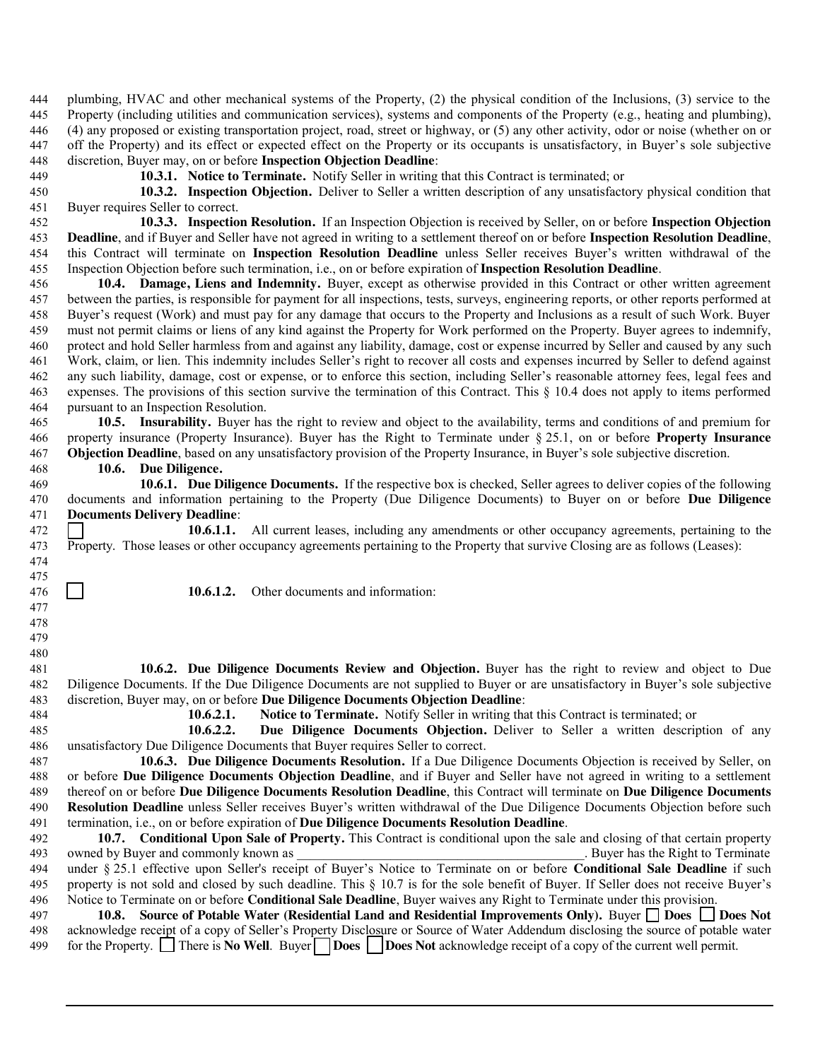plumbing, HVAC and other mechanical systems of the Property, (2) the physical condition of the Inclusions, (3) service to the Property (including utilities and communication services), systems and components of the Property (e.g., heating and plumbing), (4) any proposed or existing transportation project, road, street or highway, or (5) any other activity, odor or noise (whether on or off the Property) and its effect or expected effect on the Property or its occupants is unsatisfactory, in Buyer's sole subjective discretion, Buyer may, on or before **Inspection Objection Deadline**:

**10.3.1. Notice to Terminate.** Notify Seller in writing that this Contract is terminated; or

**10.3.2. Inspection Objection.** Deliver to Seller a written description of any unsatisfactory physical condition that Buyer requires Seller to correct.

**10.3.3. Inspection Resolution.** If an Inspection Objection is received by Seller, on or before **Inspection Objection Deadline**, and if Buyer and Seller have not agreed in writing to a settlement thereof on or before **Inspection Resolution Deadline**, this Contract will terminate on **Inspection Resolution Deadline** unless Seller receives Buyer's written withdrawal of the Inspection Objection before such termination, i.e., on or before expiration of **Inspection Resolution Deadline**.

**10.4. Damage, Liens and Indemnity.** Buyer, except as otherwise provided in this Contract or other written agreement between the parties, is responsible for payment for all inspections, tests, surveys, engineering reports, or other reports performed at Buyer's request (Work) and must pay for any damage that occurs to the Property and Inclusions as a result of such Work. Buyer must not permit claims or liens of any kind against the Property for Work performed on the Property. Buyer agrees to indemnify, protect and hold Seller harmless from and against any liability, damage, cost or expense incurred by Seller and caused by any such Work, claim, or lien. This indemnity includes Seller's right to recover all costs and expenses incurred by Seller to defend against any such liability, damage, cost or expense, or to enforce this section, including Seller's reasonable attorney fees, legal fees and expenses. The provisions of this section survive the termination of this Contract. This § 10.4 does not apply to items performed pursuant to an Inspection Resolution.

**10.5. Insurability.** Buyer has the right to review and object to the availability, terms and conditions of and premium for property insurance (Property Insurance). Buyer has the Right to Terminate under § 25.1, on or before **Property Insurance Objection Deadline**, based on any unsatisfactory provision of the Property Insurance, in Buyer's sole subjective discretion.

**10.6. Due Diligence.**

**10.6.1. Due Diligence Documents.** If the respective box is checked, Seller agrees to deliver copies of the following documents and information pertaining to the Property (Due Diligence Documents) to Buyer on or before **Due Diligence Documents Delivery Deadline**:

☐ **10.6.1.1.** All current leases, including any amendments or other occupancy agreements, pertaining to the Property. Those leases or other occupancy agreements pertaining to the Property that survive Closing are as follows (Leases):

☐ **10.6.1.2.** Other documents and information:

**10.6.2. Due Diligence Documents Review and Objection.** Buyer has the right to review and object to Due Diligence Documents. If the Due Diligence Documents are not supplied to Buyer or are unsatisfactory in Buyer's sole subjective discretion, Buyer may, on or before **Due Diligence Documents Objection Deadline**:

**10.6.2.1. Notice to Terminate.** Notify Seller in writing that this Contract is terminated; or

**10.6.2.2. Due Diligence Documents Objection.** Deliver to Seller a written description of any unsatisfactory Due Diligence Documents that Buyer requires Seller to correct.

**10.6.3. Due Diligence Documents Resolution.** If a Due Diligence Documents Objection is received by Seller, on or before **Due Diligence Documents Objection Deadline**, and if Buyer and Seller have not agreed in writing to a settlement thereof on or before **Due Diligence Documents Resolution Deadline**, this Contract will terminate on **Due Diligence Documents Resolution Deadline** unless Seller receives Buyer's written withdrawal of the Due Diligence Documents Objection before such termination, i.e., on or before expiration of **Due Diligence Documents Resolution Deadline**.

**10.7. Conditional Upon Sale of Property.** This Contract is conditional upon the sale and closing of that certain property owned by Buyer and commonly known as \_\_\_\_\_\_\_\_\_\_\_\_\_\_\_\_\_\_\_\_\_\_\_\_\_\_\_\_\_\_\_\_\_\_\_\_\_\_\_\_\_\_\_. Buyer has the Right to Terminate under § 25.1 effective upon Seller's receipt of Buyer's Notice to Terminate on or before **Conditional Sale Deadline** if such property is not sold and closed by such deadline. This § 10.7 is for the sole benefit of Buyer. If Seller does not receive Buyer's Notice to Terminate on or before **Conditional Sale Deadline**, Buyer waives any Right to Terminate under this provision.

**10.8. Source of Potable Water (Residential Land and Residential Improvements Only).** Buyer ☐ **Does** ☐ **Does Not** acknowledge receipt of a copy of Seller's Property Disclosure or Source of Water Addendum disclosing the source of potable water for the Property. ☐ There is **No Well**. Buyer ☐ **Does** ☐ **Does Not** acknowledge receipt of a copy of the current well permit.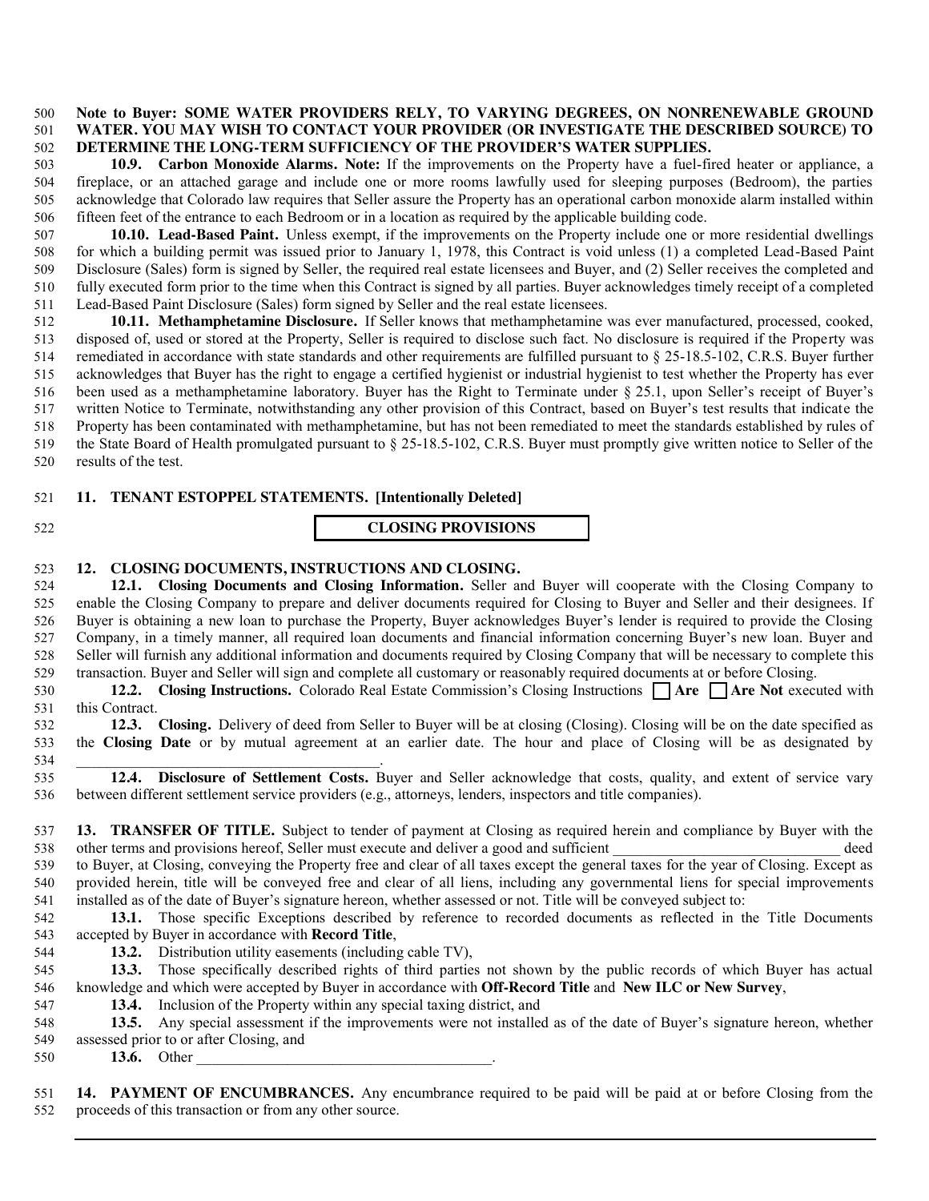**Note to Buyer: SOME WATER PROVIDERS RELY, TO VARYING DEGREES, ON NONRENEWABLE GROUND WATER. YOU MAY WISH TO CONTACT YOUR PROVIDER (OR INVESTIGATE THE DESCRIBED SOURCE) TO DETERMINE THE LONG-TERM SUFFICIENCY OF THE PROVIDER'S WATER SUPPLIES.**

**10.9. Carbon Monoxide Alarms. Note:** If the improvements on the Property have a fuel-fired heater or appliance, a fireplace, or an attached garage and include one or more rooms lawfully used for sleeping purposes (Bedroom), the parties acknowledge that Colorado law requires that Seller assure the Property has an operational carbon monoxide alarm installed within fifteen feet of the entrance to each Bedroom or in a location as required by the applicable building code.

**10.10. Lead-Based Paint.** Unless exempt, if the improvements on the Property include one or more residential dwellings for which a building permit was issued prior to January 1, 1978, this Contract is void unless (1) a completed Lead-Based Paint Disclosure (Sales) form is signed by Seller, the required real estate licensees and Buyer, and (2) Seller receives the completed and fully executed form prior to the time when this Contract is signed by all parties. Buyer acknowledges timely receipt of a completed Lead-Based Paint Disclosure (Sales) form signed by Seller and the real estate licensees.

**10.11. Methamphetamine Disclosure.** If Seller knows that methamphetamine was ever manufactured, processed, cooked, disposed of, used or stored at the Property, Seller is required to disclose such fact. No disclosure is required if the Property was remediated in accordance with state standards and other requirements are fulfilled pursuant to § 25-18.5-102, C.R.S. Buyer further acknowledges that Buyer has the right to engage a certified hygienist or industrial hygienist to test whether the Property has ever been used as a methamphetamine laboratory. Buyer has the Right to Terminate under § 25.1, upon Seller's receipt of Buyer's written Notice to Terminate, notwithstanding any other provision of this Contract, based on Buyer's test results that indicate the Property has been contaminated with methamphetamine, but has not been remediated to meet the standards established by rules of the State Board of Health promulgated pursuant to § 25-18.5-102, C.R.S. Buyer must promptly give written notice to Seller of the results of the test.

## 11. TENANT ESTOPPEL STATEMENTS. [Intentionally Deleted]

## CLOSING PROVISIONS

## 12. CLOSING DOCUMENTS, INSTRUCTIONS AND CLOSING.

**12.1. Closing Documents and Closing Information.** Seller and Buyer will cooperate with the Closing Company to enable the Closing Company to prepare and deliver documents required for Closing to Buyer and Seller and their designees. If Buyer is obtaining a new loan to purchase the Property, Buyer acknowledges Buyer's lender is required to provide the Closing Company, in a timely manner, all required loan documents and financial information concerning Buyer's new loan. Buyer and Seller will furnish any additional information and documents required by Closing Company that will be necessary to complete this transaction. Buyer and Seller will sign and complete all customary or reasonably required documents at or before Closing.

**12.2. Closing Instructions.** Colorado Real Estate Commission's Closing Instructions ☐ **Are** ☐ **Are Not** executed with this Contract.

**12.3. Closing.** Delivery of deed from Seller to Buyer will be at closing (Closing). Closing will be on the date specified as the **Closing Date** or by mutual agreement at an earlier date. The hour and place of Closing will be as designated by ________________________________________.

**12.4. Disclosure of Settlement Costs.** Buyer and Seller acknowledge that costs, quality, and extent of service vary between different settlement service providers (e.g., attorneys, lenders, inspectors and title companies).

**13. TRANSFER OF TITLE.** Subject to tender of payment at Closing as required herein and compliance by Buyer with the other terms and provisions hereof, Seller must execute and deliver a good and sufficient ______________________________ deed to Buyer, at Closing, conveying the Property free and clear of all taxes except the general taxes for the year of Closing. Except as provided herein, title will be conveyed free and clear of all liens, including any governmental liens for special improvements installed as of the date of Buyer's signature hereon, whether assessed or not. Title will be conveyed subject to:

**13.1.** Those specific Exceptions described by reference to recorded documents as reflected in the Title Documents accepted by Buyer in accordance with **Record Title**,

**13.2.** Distribution utility easements (including cable TV),

**13.3.** Those specifically described rights of third parties not shown by the public records of which Buyer has actual knowledge and which were accepted by Buyer in accordance with **Off-Record Title** and **New ILC or New Survey**,

**13.4.** Inclusion of the Property within any special taxing district, and

**13.5.** Any special assessment if the improvements were not installed as of the date of Buyer's signature hereon, whether assessed prior to or after Closing, and

**13.6.** Other ________________________________________.

**14. PAYMENT OF ENCUMBRANCES.** Any encumbrance required to be paid will be paid at or before Closing from the proceeds of this transaction or from any other source.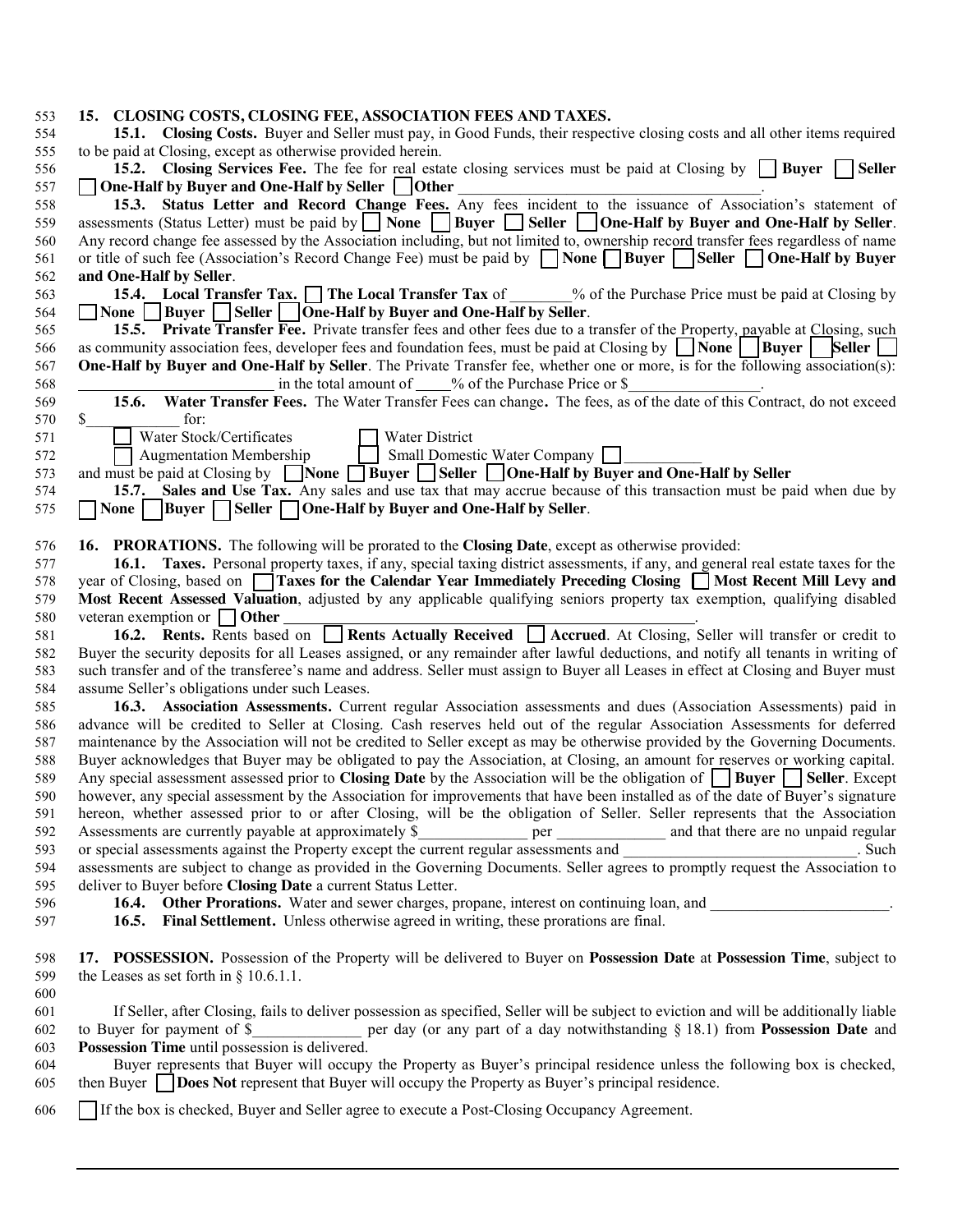## 15. CLOSING COSTS, CLOSING FEE, ASSOCIATION FEES AND TAXES.

**15.1. Closing Costs.** Buyer and Seller must pay, in Good Funds, their respective closing costs and all other items required to be paid at Closing, except as otherwise provided herein.

**15.2. Closing Services Fee.** The fee for real estate closing services must be paid at Closing by ☐ **Buyer** ☐ **Seller** ☐ **One-Half by Buyer and One-Half by Seller** ☐ **Other** ________________________________________.

**15.3. Status Letter and Record Change Fees.** Any fees incident to the issuance of Association's statement of assessments (Status Letter) must be paid by ☐ **None** ☐ **Buyer** ☐ **Seller** ☐ **One-Half by Buyer and One-Half by Seller**. Any record change fee assessed by the Association including, but not limited to, ownership record transfer fees regardless of name or title of such fee (Association's Record Change Fee) must be paid by ☐ **None** ☐ **Buyer** ☐ **Seller** ☐ **One-Half by Buyer and One-Half by Seller**.

**15.4. Local Transfer Tax.** ☐ **The Local Transfer Tax** of ________% of the Purchase Price must be paid at Closing by ☐ **None** ☐ **Buyer** ☐ **Seller** ☐ **One-Half by Buyer and One-Half by Seller**.

**15.5. Private Transfer Fee.** Private transfer fees and other fees due to a transfer of the Property, payable at Closing, such as community association fees, developer fees and foundation fees, must be paid at Closing by ☐ **None** ☐ **Buyer** ☐ **Seller** ☐ **One-Half by Buyer and One-Half by Seller**. The Private Transfer fee, whether one or more, is for the following association(s): __________________________ in the total amount of _____% of the Purchase Price or $_________________.

**15.6. Water Transfer Fees.** The Water Transfer Fees can change**.** The fees, as of the date of this Contract, do not exceed $_____________ for:

☐ Water Stock/Certificates ☐ Water District

☐ Augmentation Membership ☐ Small Domestic Water Company ☐ __________

and must be paid at Closing by ☐ **None** ☐ **Buyer** ☐ **Seller** ☐ **One-Half by Buyer and One-Half by Seller**

**15.7. Sales and Use Tax.** Any sales and use tax that may accrue because of this transaction must be paid when due by ☐ **None** ☐ **Buyer** ☐ **Seller** ☐ **One-Half by Buyer and One-Half by Seller**.

## 16. PRORATIONS.

The following will be prorated to the **Closing Date**, except as otherwise provided:

**16.1. Taxes.** Personal property taxes, if any, special taxing district assessments, if any, and general real estate taxes for the year of Closing, based on ☐ **Taxes for the Calendar Year Immediately Preceding Closing** ☐ **Most Recent Mill Levy and Most Recent Assessed Valuation**, adjusted by any applicable qualifying seniors property tax exemption, qualifying disabled veteran exemption or ☐ **Other** ________________________________________________________.

**16.2. Rents.** Rents based on ☐ **Rents Actually Received** ☐ **Accrued**. At Closing, Seller will transfer or credit to Buyer the security deposits for all Leases assigned, or any remainder after lawful deductions, and notify all tenants in writing of such transfer and of the transferee's name and address. Seller must assign to Buyer all Leases in effect at Closing and Buyer must assume Seller's obligations under such Leases.

**16.3. Association Assessments.** Current regular Association assessments and dues (Association Assessments) paid in advance will be credited to Seller at Closing. Cash reserves held out of the regular Association Assessments for deferred maintenance by the Association will not be credited to Seller except as may be otherwise provided by the Governing Documents. Buyer acknowledges that Buyer may be obligated to pay the Association, at Closing, an amount for reserves or working capital. Any special assessment assessed prior to **Closing Date** by the Association will be the obligation of ☐ **Buyer** ☐ **Seller**. Except however, any special assessment by the Association for improvements that have been installed as of the date of Buyer's signature hereon, whether assessed prior to or after Closing, will be the obligation of Seller. Seller represents that the Association Assessments are currently payable at approximately $______________ per ______________ and that there are no unpaid regular or special assessments against the Property except the current regular assessments and ______________________________. Such assessments are subject to change as provided in the Governing Documents. Seller agrees to promptly request the Association to deliver to Buyer before **Closing Date** a current Status Letter.

**16.4. Other Prorations.** Water and sewer charges, propane, interest on continuing loan, and ________________________.

**16.5. Final Settlement.** Unless otherwise agreed in writing, these prorations are final.

## 17. POSSESSION.

Possession of the Property will be delivered to Buyer on **Possession Date** at **Possession Time**, subject to the Leases as set forth in § 10.6.1.1.

If Seller, after Closing, fails to deliver possession as specified, Seller will be subject to eviction and will be additionally liable to Buyer for payment of $______________ per day (or any part of a day notwithstanding § 18.1) from **Possession Date** and **Possession Time** until possession is delivered.

Buyer represents that Buyer will occupy the Property as Buyer's principal residence unless the following box is checked, then Buyer ☐ **Does Not** represent that Buyer will occupy the Property as Buyer's principal residence.

☐ If the box is checked, Buyer and Seller agree to execute a Post-Closing Occupancy Agreement.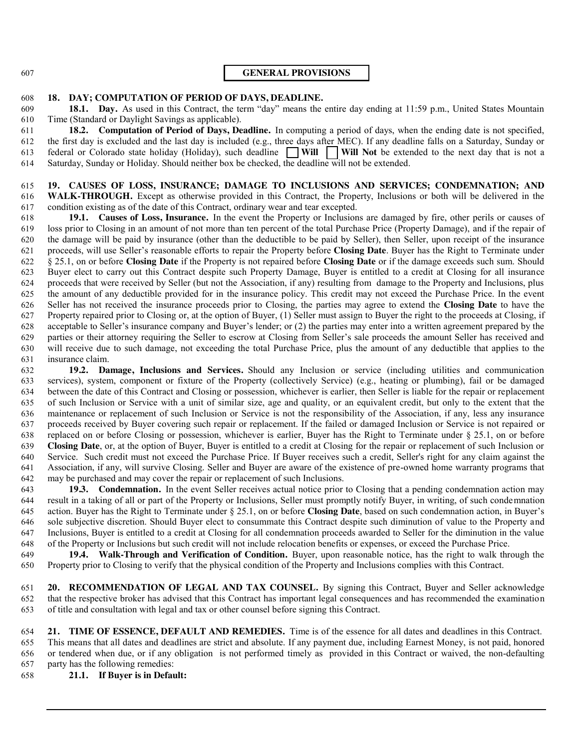## GENERAL PROVISIONS

**18. DAY; COMPUTATION OF PERIOD OF DAYS, DEADLINE.**

**18.1. Day.** As used in this Contract, the term "day" means the entire day ending at 11:59 p.m., United States Mountain Time (Standard or Daylight Savings as applicable).

**18.2. Computation of Period of Days, Deadline.** In computing a period of days, when the ending date is not specified, the first day is excluded and the last day is included (e.g., three days after MEC). If any deadline falls on a Saturday, Sunday or federal or Colorado state holiday (Holiday), such deadline ☐ **Will** ☐ **Will Not** be extended to the next day that is not a Saturday, Sunday or Holiday. Should neither box be checked, the deadline will not be extended.

**19. CAUSES OF LOSS, INSURANCE; DAMAGE TO INCLUSIONS AND SERVICES; CONDEMNATION; AND WALK-THROUGH.** Except as otherwise provided in this Contract, the Property, Inclusions or both will be delivered in the condition existing as of the date of this Contract, ordinary wear and tear excepted.

**19.1. Causes of Loss, Insurance.** In the event the Property or Inclusions are damaged by fire, other perils or causes of loss prior to Closing in an amount of not more than ten percent of the total Purchase Price (Property Damage), and if the repair of the damage will be paid by insurance (other than the deductible to be paid by Seller), then Seller, upon receipt of the insurance proceeds, will use Seller's reasonable efforts to repair the Property before **Closing Date**. Buyer has the Right to Terminate under § 25.1, on or before **Closing Date** if the Property is not repaired before **Closing Date** or if the damage exceeds such sum. Should Buyer elect to carry out this Contract despite such Property Damage, Buyer is entitled to a credit at Closing for all insurance proceeds that were received by Seller (but not the Association, if any) resulting from damage to the Property and Inclusions, plus the amount of any deductible provided for in the insurance policy. This credit may not exceed the Purchase Price. In the event Seller has not received the insurance proceeds prior to Closing, the parties may agree to extend the **Closing Date** to have the Property repaired prior to Closing or, at the option of Buyer, (1) Seller must assign to Buyer the right to the proceeds at Closing, if acceptable to Seller's insurance company and Buyer's lender; or (2) the parties may enter into a written agreement prepared by the parties or their attorney requiring the Seller to escrow at Closing from Seller's sale proceeds the amount Seller has received and will receive due to such damage, not exceeding the total Purchase Price, plus the amount of any deductible that applies to the insurance claim.

**19.2. Damage, Inclusions and Services.** Should any Inclusion or service (including utilities and communication services), system, component or fixture of the Property (collectively Service) (e.g., heating or plumbing), fail or be damaged between the date of this Contract and Closing or possession, whichever is earlier, then Seller is liable for the repair or replacement of such Inclusion or Service with a unit of similar size, age and quality, or an equivalent credit, but only to the extent that the maintenance or replacement of such Inclusion or Service is not the responsibility of the Association, if any, less any insurance proceeds received by Buyer covering such repair or replacement. If the failed or damaged Inclusion or Service is not repaired or replaced on or before Closing or possession, whichever is earlier, Buyer has the Right to Terminate under § 25.1, on or before **Closing Date**, or, at the option of Buyer, Buyer is entitled to a credit at Closing for the repair or replacement of such Inclusion or Service. Such credit must not exceed the Purchase Price. If Buyer receives such a credit, Seller's right for any claim against the Association, if any, will survive Closing. Seller and Buyer are aware of the existence of pre-owned home warranty programs that may be purchased and may cover the repair or replacement of such Inclusions.

**19.3. Condemnation.** In the event Seller receives actual notice prior to Closing that a pending condemnation action may result in a taking of all or part of the Property or Inclusions, Seller must promptly notify Buyer, in writing, of such condemnation action. Buyer has the Right to Terminate under § 25.1, on or before **Closing Date**, based on such condemnation action, in Buyer's sole subjective discretion. Should Buyer elect to consummate this Contract despite such diminution of value to the Property and Inclusions, Buyer is entitled to a credit at Closing for all condemnation proceeds awarded to Seller for the diminution in the value of the Property or Inclusions but such credit will not include relocation benefits or expenses, or exceed the Purchase Price.

**19.4. Walk-Through and Verification of Condition.** Buyer, upon reasonable notice, has the right to walk through the Property prior to Closing to verify that the physical condition of the Property and Inclusions complies with this Contract.

**20. RECOMMENDATION OF LEGAL AND TAX COUNSEL.** By signing this Contract, Buyer and Seller acknowledge that the respective broker has advised that this Contract has important legal consequences and has recommended the examination of title and consultation with legal and tax or other counsel before signing this Contract.

**21. TIME OF ESSENCE, DEFAULT AND REMEDIES.** Time is of the essence for all dates and deadlines in this Contract. This means that all dates and deadlines are strict and absolute. If any payment due, including Earnest Money, is not paid, honored or tendered when due, or if any obligation is not performed timely as provided in this Contract or waived, the non-defaulting party has the following remedies:

**21.1. If Buyer is in Default:**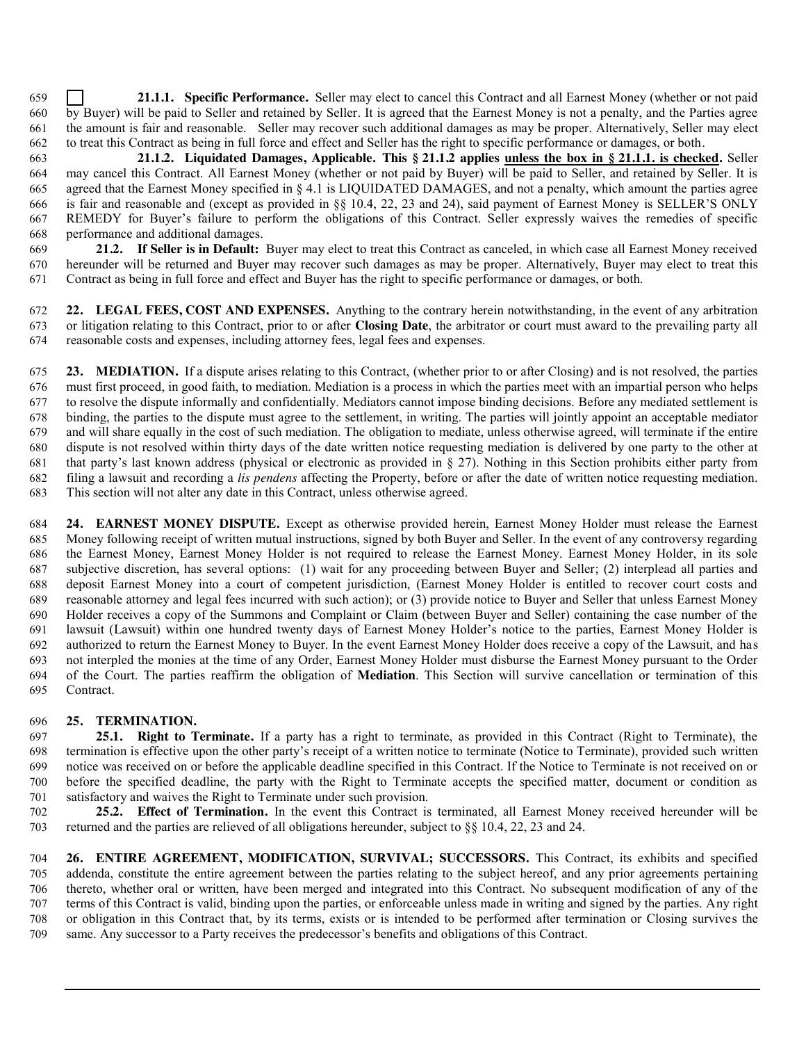☐ **21.1.1. Specific Performance.** Seller may elect to cancel this Contract and all Earnest Money (whether or not paid by Buyer) will be paid to Seller and retained by Seller. It is agreed that the Earnest Money is not a penalty, and the Parties agree the amount is fair and reasonable. Seller may recover such additional damages as may be proper. Alternatively, Seller may elect to treat this Contract as being in full force and effect and Seller has the right to specific performance or damages, or both.

**21.1.2. Liquidated Damages, Applicable. This § 21.1.2 applies <u>unless the box in § 21.1.1. is checked</u>.** Seller may cancel this Contract. All Earnest Money (whether or not paid by Buyer) will be paid to Seller, and retained by Seller. It is agreed that the Earnest Money specified in § 4.1 is LIQUIDATED DAMAGES, and not a penalty, which amount the parties agree is fair and reasonable and (except as provided in §§ 10.4, 22, 23 and 24), said payment of Earnest Money is SELLER'S ONLY REMEDY for Buyer's failure to perform the obligations of this Contract. Seller expressly waives the remedies of specific performance and additional damages.

**21.2. If Seller is in Default:** Buyer may elect to treat this Contract as canceled, in which case all Earnest Money received hereunder will be returned and Buyer may recover such damages as may be proper. Alternatively, Buyer may elect to treat this Contract as being in full force and effect and Buyer has the right to specific performance or damages, or both.

**22. LEGAL FEES, COST AND EXPENSES.** Anything to the contrary herein notwithstanding, in the event of any arbitration or litigation relating to this Contract, prior to or after **Closing Date**, the arbitrator or court must award to the prevailing party all reasonable costs and expenses, including attorney fees, legal fees and expenses.

**23. MEDIATION.** If a dispute arises relating to this Contract, (whether prior to or after Closing) and is not resolved, the parties must first proceed, in good faith, to mediation. Mediation is a process in which the parties meet with an impartial person who helps to resolve the dispute informally and confidentially. Mediators cannot impose binding decisions. Before any mediated settlement is binding, the parties to the dispute must agree to the settlement, in writing. The parties will jointly appoint an acceptable mediator and will share equally in the cost of such mediation. The obligation to mediate, unless otherwise agreed, will terminate if the entire dispute is not resolved within thirty days of the date written notice requesting mediation is delivered by one party to the other at that party's last known address (physical or electronic as provided in § 27). Nothing in this Section prohibits either party from filing a lawsuit and recording a *lis pendens* affecting the Property, before or after the date of written notice requesting mediation. This section will not alter any date in this Contract, unless otherwise agreed.

**24. EARNEST MONEY DISPUTE.** Except as otherwise provided herein, Earnest Money Holder must release the Earnest Money following receipt of written mutual instructions, signed by both Buyer and Seller. In the event of any controversy regarding the Earnest Money, Earnest Money Holder is not required to release the Earnest Money. Earnest Money Holder, in its sole subjective discretion, has several options: (1) wait for any proceeding between Buyer and Seller; (2) interplead all parties and deposit Earnest Money into a court of competent jurisdiction, (Earnest Money Holder is entitled to recover court costs and reasonable attorney and legal fees incurred with such action); or (3) provide notice to Buyer and Seller that unless Earnest Money Holder receives a copy of the Summons and Complaint or Claim (between Buyer and Seller) containing the case number of the lawsuit (Lawsuit) within one hundred twenty days of Earnest Money Holder's notice to the parties, Earnest Money Holder is authorized to return the Earnest Money to Buyer. In the event Earnest Money Holder does receive a copy of the Lawsuit, and has not interpled the monies at the time of any Order, Earnest Money Holder must disburse the Earnest Money pursuant to the Order of the Court. The parties reaffirm the obligation of **Mediation**. This Section will survive cancellation or termination of this Contract.

**25. TERMINATION.**

**25.1. Right to Terminate.** If a party has a right to terminate, as provided in this Contract (Right to Terminate), the termination is effective upon the other party's receipt of a written notice to terminate (Notice to Terminate), provided such written notice was received on or before the applicable deadline specified in this Contract. If the Notice to Terminate is not received on or before the specified deadline, the party with the Right to Terminate accepts the specified matter, document or condition as satisfactory and waives the Right to Terminate under such provision.

**25.2. Effect of Termination.** In the event this Contract is terminated, all Earnest Money received hereunder will be returned and the parties are relieved of all obligations hereunder, subject to §§ 10.4, 22, 23 and 24.

**26. ENTIRE AGREEMENT, MODIFICATION, SURVIVAL; SUCCESSORS.** This Contract, its exhibits and specified addenda, constitute the entire agreement between the parties relating to the subject hereof, and any prior agreements pertaining thereto, whether oral or written, have been merged and integrated into this Contract. No subsequent modification of any of the terms of this Contract is valid, binding upon the parties, or enforceable unless made in writing and signed by the parties. Any right or obligation in this Contract that, by its terms, exists or is intended to be performed after termination or Closing survives the same. Any successor to a Party receives the predecessor's benefits and obligations of this Contract.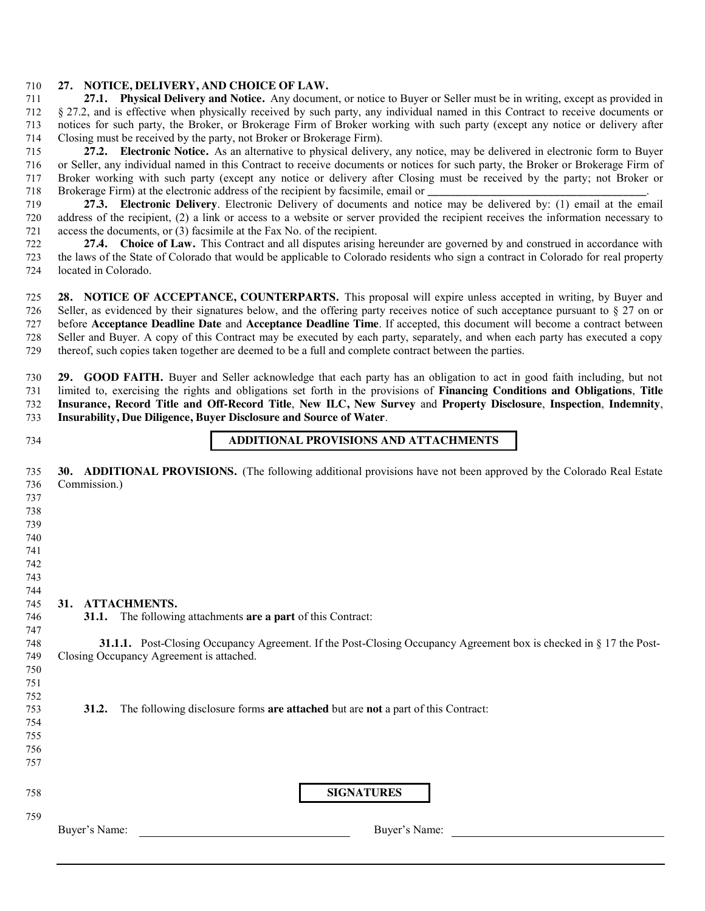**27. NOTICE, DELIVERY, AND CHOICE OF LAW.**

**27.1. Physical Delivery and Notice.** Any document, or notice to Buyer or Seller must be in writing, except as provided in § 27.2, and is effective when physically received by such party, any individual named in this Contract to receive documents or notices for such party, the Broker, or Brokerage Firm of Broker working with such party (except any notice or delivery after Closing must be received by the party, not Broker or Brokerage Firm).

**27.2. Electronic Notice.** As an alternative to physical delivery, any notice, may be delivered in electronic form to Buyer or Seller, any individual named in this Contract to receive documents or notices for such party, the Broker or Brokerage Firm of Broker working with such party (except any notice or delivery after Closing must be received by the party; not Broker or Brokerage Firm) at the electronic address of the recipient by facsimile, email or ________________________________________.

**27.3. Electronic Delivery**. Electronic Delivery of documents and notice may be delivered by: (1) email at the email address of the recipient, (2) a link or access to a website or server provided the recipient receives the information necessary to access the documents, or (3) facsimile at the Fax No. of the recipient.

**27.4. Choice of Law.** This Contract and all disputes arising hereunder are governed by and construed in accordance with the laws of the State of Colorado that would be applicable to Colorado residents who sign a contract in Colorado for real property located in Colorado.

**28. NOTICE OF ACCEPTANCE, COUNTERPARTS.** This proposal will expire unless accepted in writing, by Buyer and Seller, as evidenced by their signatures below, and the offering party receives notice of such acceptance pursuant to § 27 on or before **Acceptance Deadline Date** and **Acceptance Deadline Time**. If accepted, this document will become a contract between Seller and Buyer. A copy of this Contract may be executed by each party, separately, and when each party has executed a copy thereof, such copies taken together are deemed to be a full and complete contract between the parties.

**29. GOOD FAITH.** Buyer and Seller acknowledge that each party has an obligation to act in good faith including, but not limited to, exercising the rights and obligations set forth in the provisions of **Financing Conditions and Obligations**, **Title Insurance, Record Title and Off-Record Title**, **New ILC, New Survey** and **Property Disclosure**, **Inspection**, **Indemnity**, **Insurability, Due Diligence, Buyer Disclosure and Source of Water**.

## ADDITIONAL PROVISIONS AND ATTACHMENTS

**30. ADDITIONAL PROVISIONS.** (The following additional provisions have not been approved by the Colorado Real Estate Commission.)

**31. ATTACHMENTS.**

**31.1.** The following attachments **are a part** of this Contract:

**31.1.1.** Post-Closing Occupancy Agreement. If the Post-Closing Occupancy Agreement box is checked in § 17 the Post-Closing Occupancy Agreement is attached.

**31.2.** The following disclosure forms **are attached** but are **not** a part of this Contract:

## SIGNATURES

Buyer's Name: ______________________________ Buyer's Name: ______________________________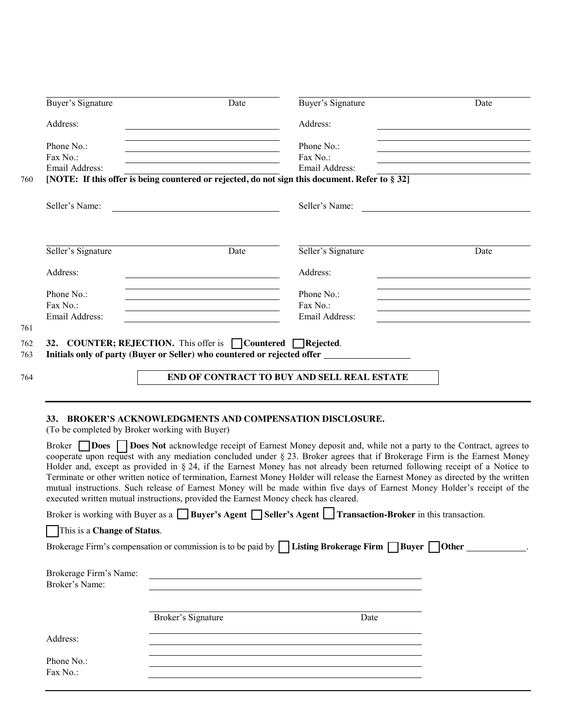| | | | |
|---|---|---|---|
| Buyer's Signature | Date | Buyer's Signature | Date |
| Address: | | Address: | |
| Phone No.: | | Phone No.: | |
| Fax No.: | | Fax No.: | |
| Email Address: | | Email Address: | |

**[NOTE: If this offer is being countered or rejected, do not sign this document. Refer to § 32]**

| | | | |
|---|---|---|---|
| Seller's Name: | | Seller's Name: | |
| Seller's Signature | Date | Seller's Signature | Date |
| Address: | | Address: | |
| Phone No.: | | Phone No.: | |
| Fax No.: | | Fax No.: | |
| Email Address: | | Email Address: | |

**32. COUNTER; REJECTION.** This offer is ☐ **Countered** ☐ **Rejected**.
**Initials only of party (Buyer or Seller) who countered or rejected offer** ___________________

**END OF CONTRACT TO BUY AND SELL REAL ESTATE**

---

## 33. BROKER'S ACKNOWLEDGMENTS AND COMPENSATION DISCLOSURE.

(To be completed by Broker working with Buyer)

Broker ☐ **Does** ☐ **Does Not** acknowledge receipt of Earnest Money deposit and, while not a party to the Contract, agrees to cooperate upon request with any mediation concluded under § 23. Broker agrees that if Brokerage Firm is the Earnest Money Holder and, except as provided in § 24, if the Earnest Money has not already been returned following receipt of a Notice to Terminate or other written notice of termination, Earnest Money Holder will release the Earnest Money as directed by the written mutual instructions. Such release of Earnest Money will be made within five days of Earnest Money Holder's receipt of the executed written mutual instructions, provided the Earnest Money check has cleared.

Broker is working with Buyer as a ☐ **Buyer's Agent** ☐ **Seller's Agent** ☐ **Transaction-Broker** in this transaction.

☐ This is a **Change of Status**.

Brokerage Firm's compensation or commission is to be paid by ☐ **Listing Brokerage Firm** ☐ **Buyer** ☐ **Other** _____________.

Brokerage Firm's Name: ______________________________

Broker's Name: ______________________________

______________________________
Broker's Signature Date

Address: ______________________________

Phone No.: ______________________________

Fax No.: ______________________________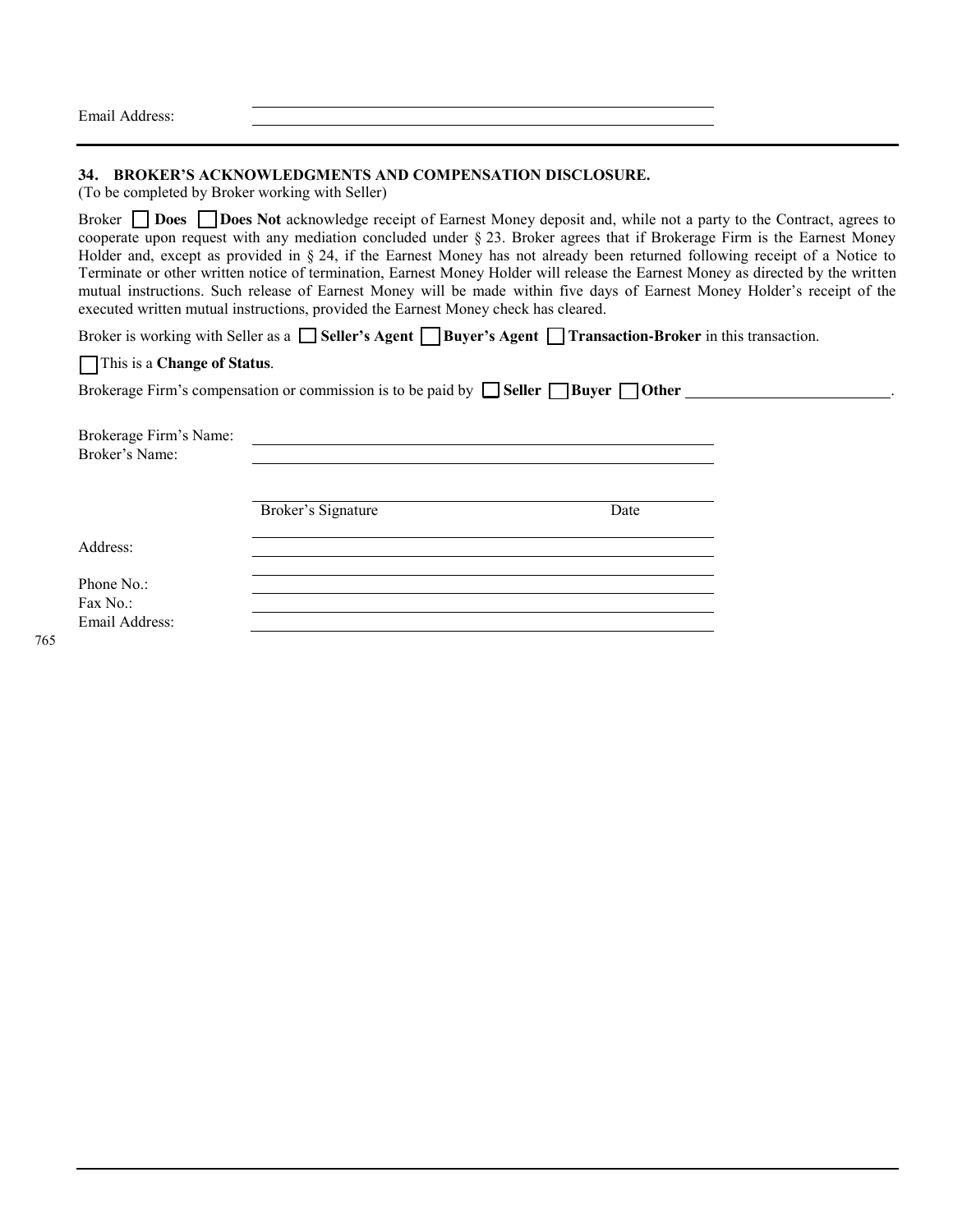Email Address: ______________________________

## 34. BROKER'S ACKNOWLEDGMENTS AND COMPENSATION DISCLOSURE.

(To be completed by Broker working with Seller)

Broker ☐ **Does** ☐ **Does Not** acknowledge receipt of Earnest Money deposit and, while not a party to the Contract, agrees to cooperate upon request with any mediation concluded under § 23. Broker agrees that if Brokerage Firm is the Earnest Money Holder and, except as provided in § 24, if the Earnest Money has not already been returned following receipt of a Notice to Terminate or other written notice of termination, Earnest Money Holder will release the Earnest Money as directed by the written mutual instructions. Such release of Earnest Money will be made within five days of Earnest Money Holder's receipt of the executed written mutual instructions, provided the Earnest Money check has cleared.

Broker is working with Seller as a ☐ **Seller's Agent** ☐ **Buyer's Agent** ☐ **Transaction-Broker** in this transaction.

☐ This is a **Change of Status**.

Brokerage Firm's compensation or commission is to be paid by ☐ **Seller** ☐ **Buyer** ☐ **Other** ______________________________.

Brokerage Firm's Name: ______________________________

Broker's Name: ______________________________

______________________________

Broker's Signature          Date

Address: ______________________________

______________________________

Phone No.: ______________________________

Fax No.: ______________________________

Email Address: ______________________________